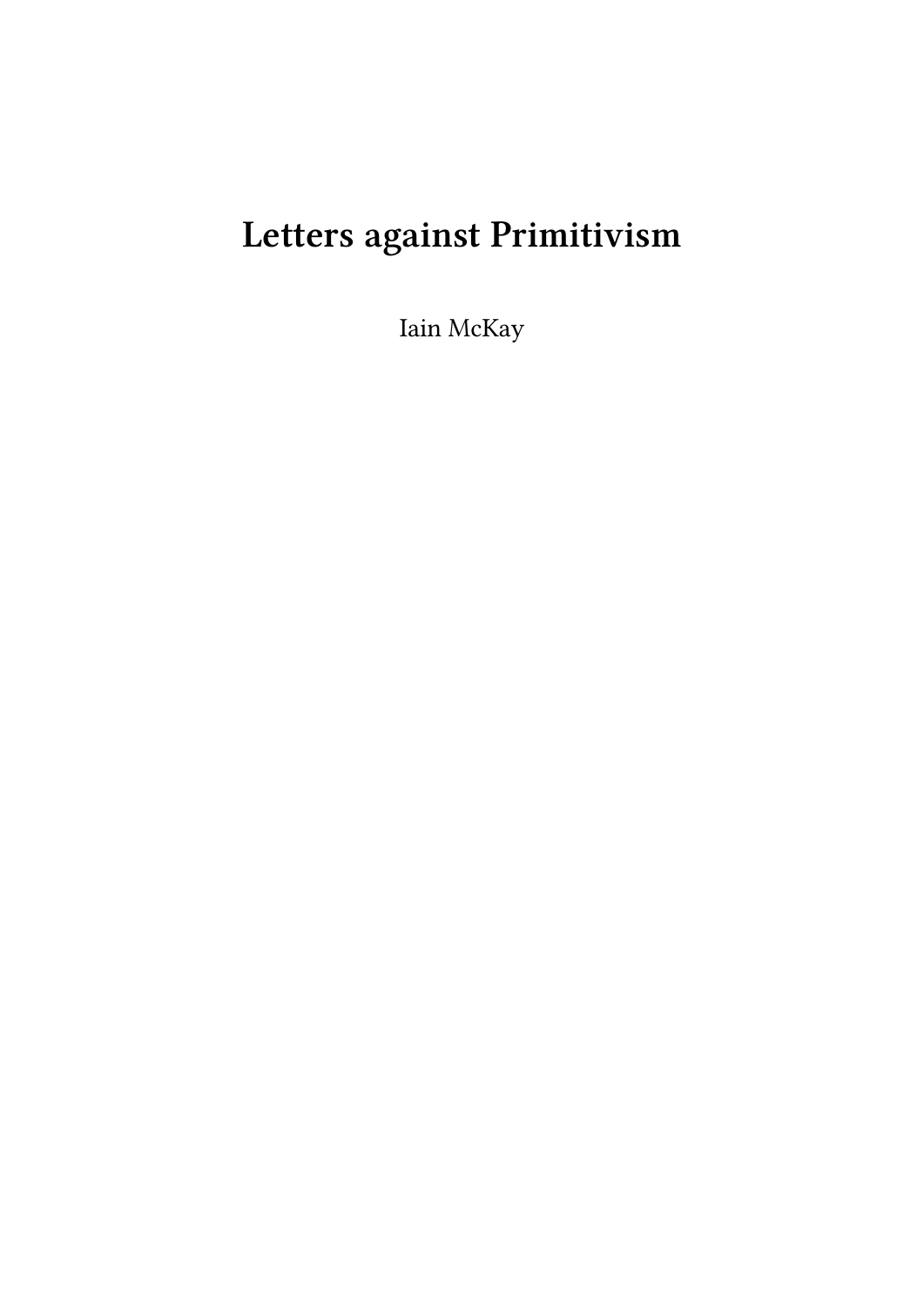# Letters against Primitivism

Iain McKay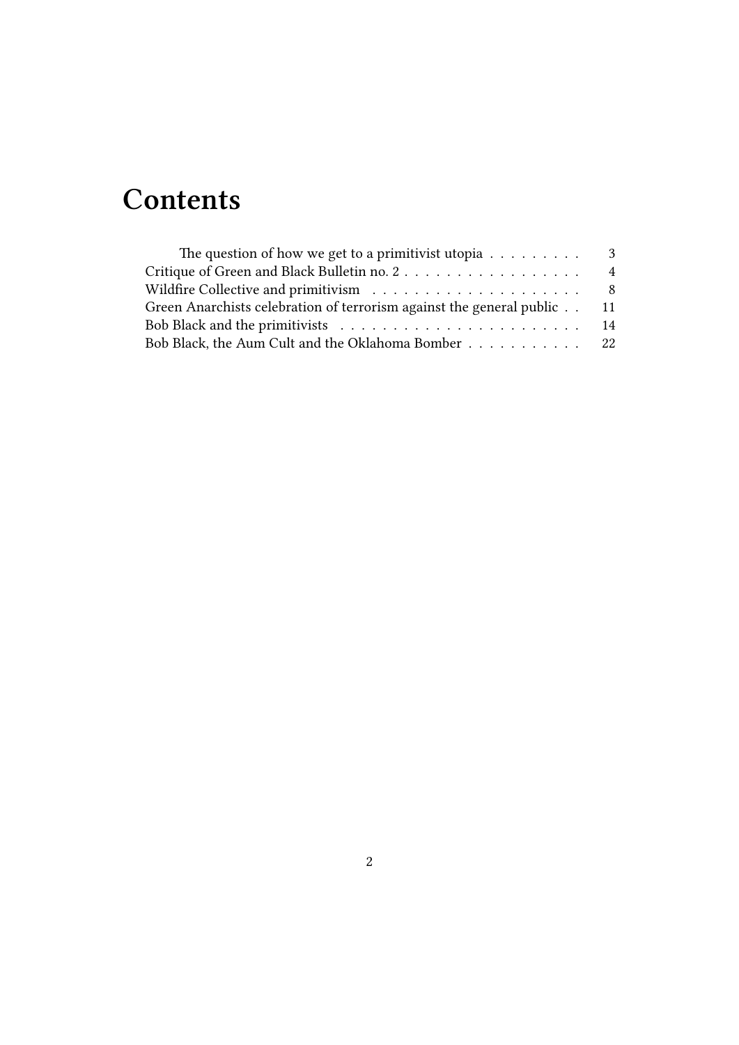# Contents

- The question of how we get to a primitivist utopia . . . . . . . . . 3
- Critique of Green and Black Bulletin no. 2 . . . . . . . . . . . . . . . . . 4
- Wildfire Collective and primitivism . . . . . . . . . . . . . . . . . . . . 8
- Green Anarchists celebration of terrorism against the general public . . 11
- Bob Black and the primitivists . . . . . . . . . . . . . . . . . . . . . . . 14
- Bob Black, the Aum Cult and the Oklahoma Bomber . . . . . . . . . . . 22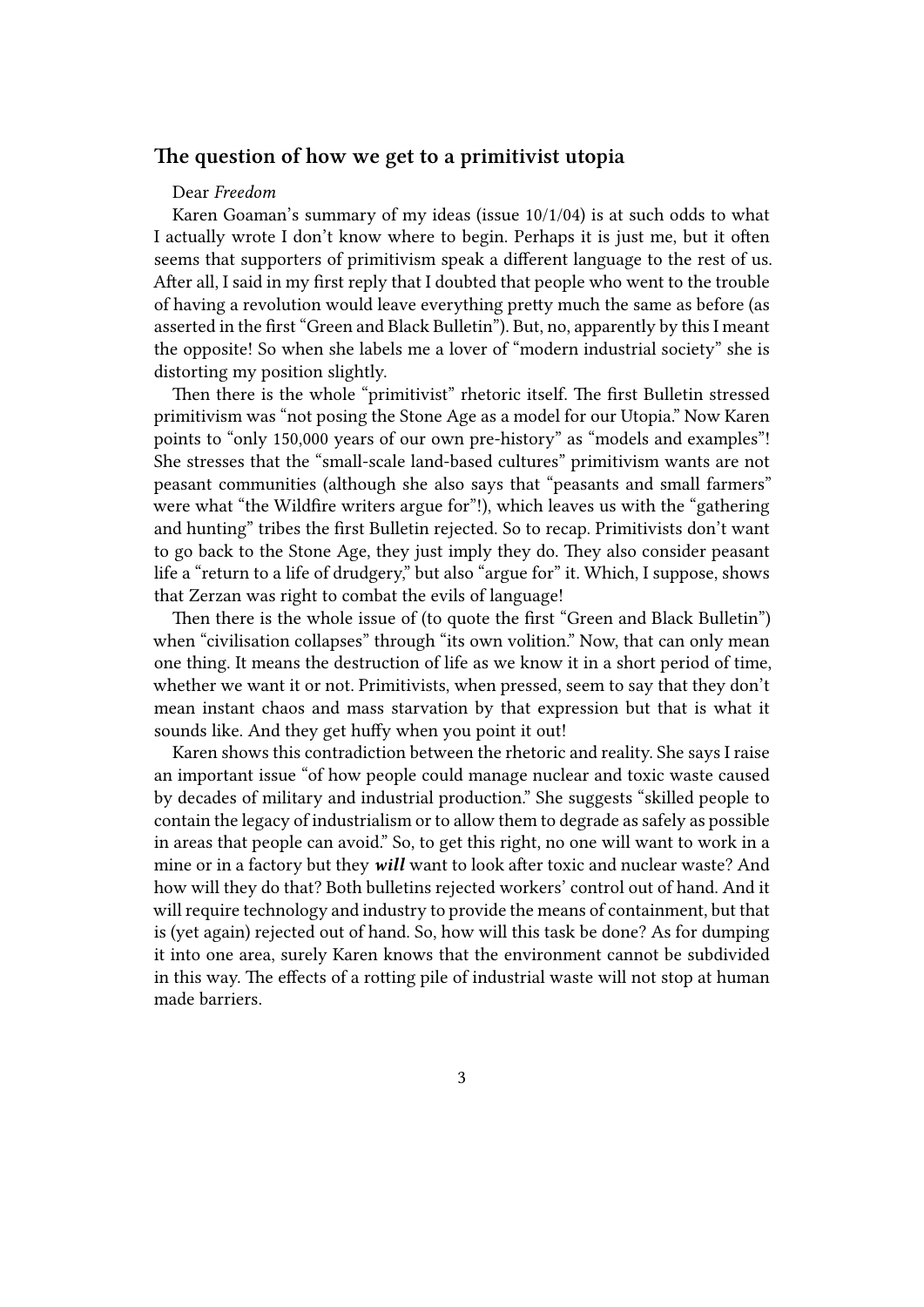## The question of how we get to a primitivist utopia

Dear *Freedom*

Karen Goaman's summary of my ideas (issue 10/1/04) is at such odds to what I actually wrote I don't know where to begin. Perhaps it is just me, but it often seems that supporters of primitivism speak a different language to the rest of us. After all, I said in my first reply that I doubted that people who went to the trouble of having a revolution would leave everything pretty much the same as before (as asserted in the first "Green and Black Bulletin"). But, no, apparently by this I meant the opposite! So when she labels me a lover of "modern industrial society" she is distorting my position slightly.

Then there is the whole "primitivist" rhetoric itself. The first Bulletin stressed primitivism was "not posing the Stone Age as a model for our Utopia." Now Karen points to "only 150,000 years of our own pre-history" as "models and examples"! She stresses that the "small-scale land-based cultures" primitivism wants are not peasant communities (although she also says that "peasants and small farmers" were what "the Wildfire writers argue for"!), which leaves us with the "gathering and hunting" tribes the first Bulletin rejected. So to recap. Primitivists don't want to go back to the Stone Age, they just imply they do. They also consider peasant life a "return to a life of drudgery," but also "argue for" it. Which, I suppose, shows that Zerzan was right to combat the evils of language!

Then there is the whole issue of (to quote the first "Green and Black Bulletin") when "civilisation collapses" through "its own volition." Now, that can only mean one thing. It means the destruction of life as we know it in a short period of time, whether we want it or not. Primitivists, when pressed, seem to say that they don't mean instant chaos and mass starvation by that expression but that is what it sounds like. And they get huffy when you point it out!

Karen shows this contradiction between the rhetoric and reality. She says I raise an important issue "of how people could manage nuclear and toxic waste caused by decades of military and industrial production." She suggests "skilled people to contain the legacy of industrialism or to allow them to degrade as safely as possible in areas that people can avoid." So, to get this right, no one will want to work in a mine or in a factory but they ***will*** want to look after toxic and nuclear waste? And how will they do that? Both bulletins rejected workers' control out of hand. And it will require technology and industry to provide the means of containment, but that is (yet again) rejected out of hand. So, how will this task be done? As for dumping it into one area, surely Karen knows that the environment cannot be subdivided in this way. The effects of a rotting pile of industrial waste will not stop at human made barriers.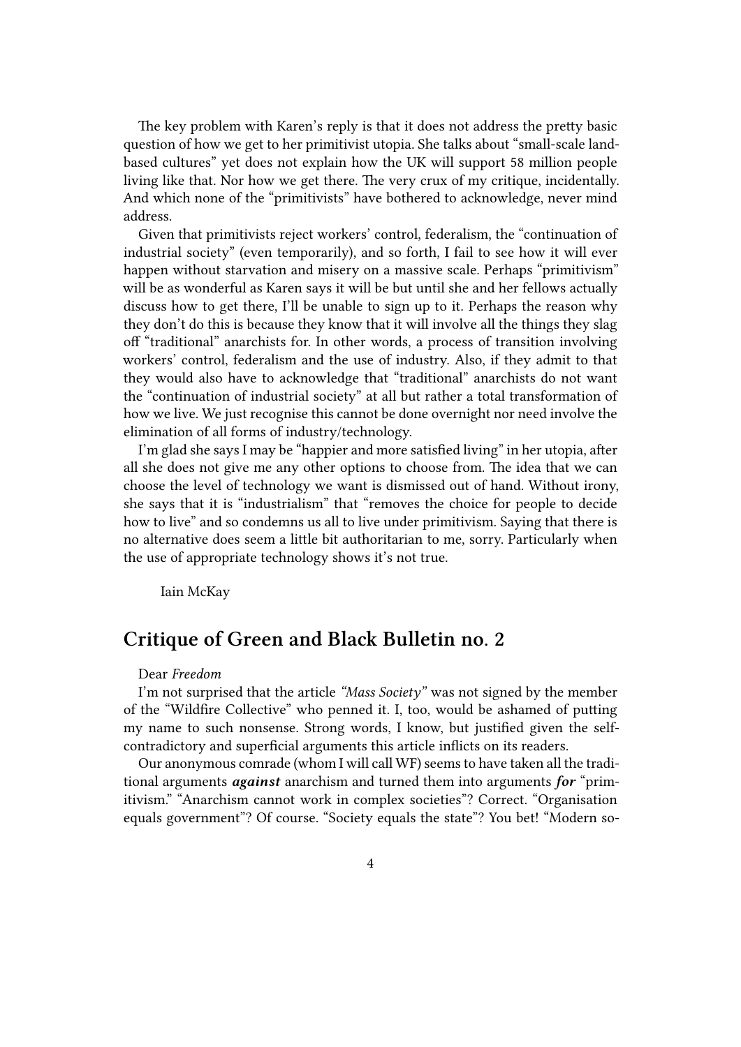The key problem with Karen's reply is that it does not address the pretty basic question of how we get to her primitivist utopia. She talks about "small-scale land-based cultures" yet does not explain how the UK will support 58 million people living like that. Nor how we get there. The very crux of my critique, incidentally. And which none of the "primitivists" have bothered to acknowledge, never mind address.

Given that primitivists reject workers' control, federalism, the "continuation of industrial society" (even temporarily), and so forth, I fail to see how it will ever happen without starvation and misery on a massive scale. Perhaps "primitivism" will be as wonderful as Karen says it will be but until she and her fellows actually discuss how to get there, I'll be unable to sign up to it. Perhaps the reason why they don't do this is because they know that it will involve all the things they slag off "traditional" anarchists for. In other words, a process of transition involving workers' control, federalism and the use of industry. Also, if they admit to that they would also have to acknowledge that "traditional" anarchists do not want the "continuation of industrial society" at all but rather a total transformation of how we live. We just recognise this cannot be done overnight nor need involve the elimination of all forms of industry/technology.

I'm glad she says I may be "happier and more satisfied living" in her utopia, after all she does not give me any other options to choose from. The idea that we can choose the level of technology we want is dismissed out of hand. Without irony, she says that it is "industrialism" that "removes the choice for people to decide how to live" and so condemns us all to live under primitivism. Saying that there is no alternative does seem a little bit authoritarian to me, sorry. Particularly when the use of appropriate technology shows it's not true.

Iain McKay

## Critique of Green and Black Bulletin no. 2

Dear *Freedom*

I'm not surprised that the article *"Mass Society"* was not signed by the member of the "Wildfire Collective" who penned it. I, too, would be ashamed of putting my name to such nonsense. Strong words, I know, but justified given the self-contradictory and superficial arguments this article inflicts on its readers.

Our anonymous comrade (whom I will call WF) seems to have taken all the traditional arguments ***against*** anarchism and turned them into arguments ***for*** "primitivism." "Anarchism cannot work in complex societies"? Correct. "Organisation equals government"? Of course. "Society equals the state"? You bet! "Modern so-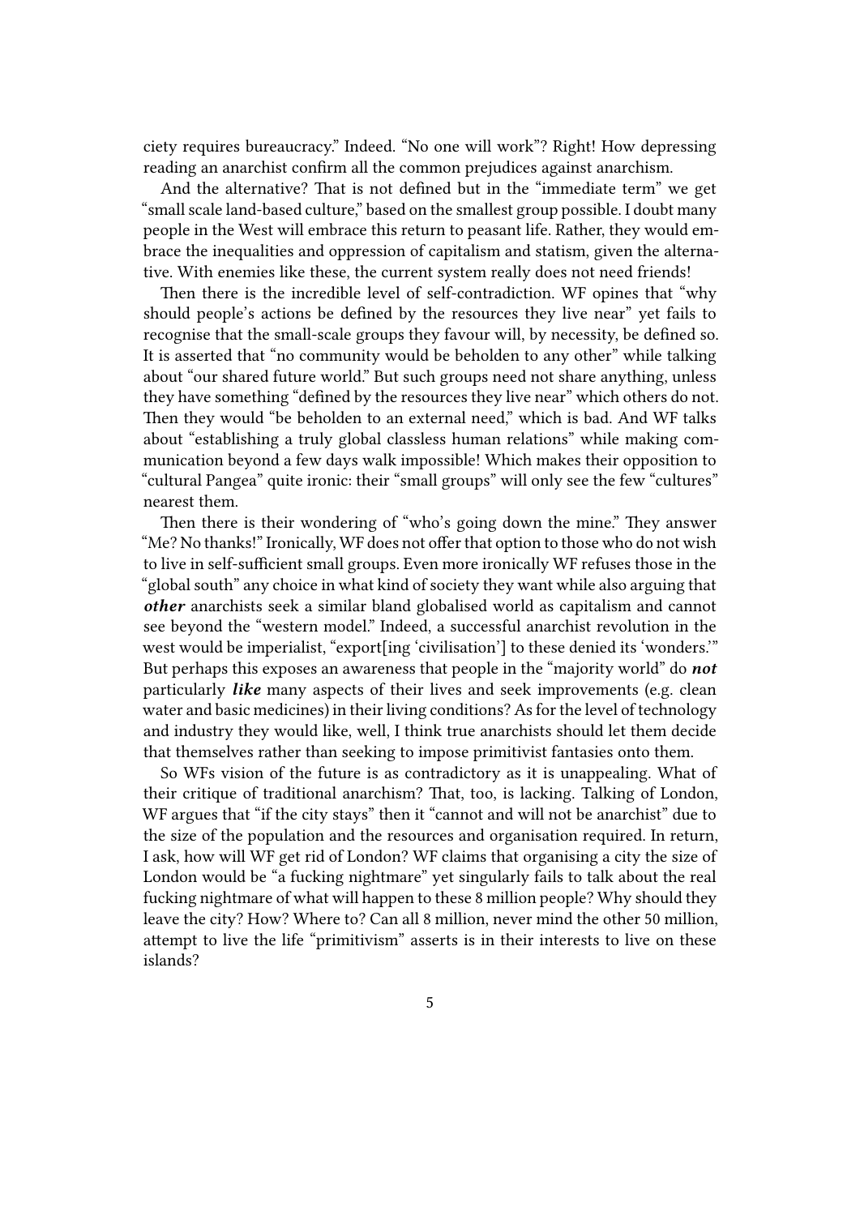ciety requires bureaucracy." Indeed. "No one will work"? Right! How depressing reading an anarchist confirm all the common prejudices against anarchism.

And the alternative? That is not defined but in the "immediate term" we get "small scale land-based culture," based on the smallest group possible. I doubt many people in the West will embrace this return to peasant life. Rather, they would embrace the inequalities and oppression of capitalism and statism, given the alternative. With enemies like these, the current system really does not need friends!

Then there is the incredible level of self-contradiction. WF opines that "why should people's actions be defined by the resources they live near" yet fails to recognise that the small-scale groups they favour will, by necessity, be defined so. It is asserted that "no community would be beholden to any other" while talking about "our shared future world." But such groups need not share anything, unless they have something "defined by the resources they live near" which others do not. Then they would "be beholden to an external need," which is bad. And WF talks about "establishing a truly global classless human relations" while making communication beyond a few days walk impossible! Which makes their opposition to "cultural Pangea" quite ironic: their "small groups" will only see the few "cultures" nearest them.

Then there is their wondering of "who's going down the mine." They answer "Me? No thanks!" Ironically, WF does not offer that option to those who do not wish to live in self-sufficient small groups. Even more ironically WF refuses those in the "global south" any choice in what kind of society they want while also arguing that ***other*** anarchists seek a similar bland globalised world as capitalism and cannot see beyond the "western model." Indeed, a successful anarchist revolution in the west would be imperialist, "export[ing 'civilisation'] to these denied its 'wonders.'" But perhaps this exposes an awareness that people in the "majority world" do ***not*** particularly ***like*** many aspects of their lives and seek improvements (e.g. clean water and basic medicines) in their living conditions? As for the level of technology and industry they would like, well, I think true anarchists should let them decide that themselves rather than seeking to impose primitivist fantasies onto them.

So WFs vision of the future is as contradictory as it is unappealing. What of their critique of traditional anarchism? That, too, is lacking. Talking of London, WF argues that "if the city stays" then it "cannot and will not be anarchist" due to the size of the population and the resources and organisation required. In return, I ask, how will WF get rid of London? WF claims that organising a city the size of London would be "a fucking nightmare" yet singularly fails to talk about the real fucking nightmare of what will happen to these 8 million people? Why should they leave the city? How? Where to? Can all 8 million, never mind the other 50 million, attempt to live the life "primitivism" asserts is in their interests to live on these islands?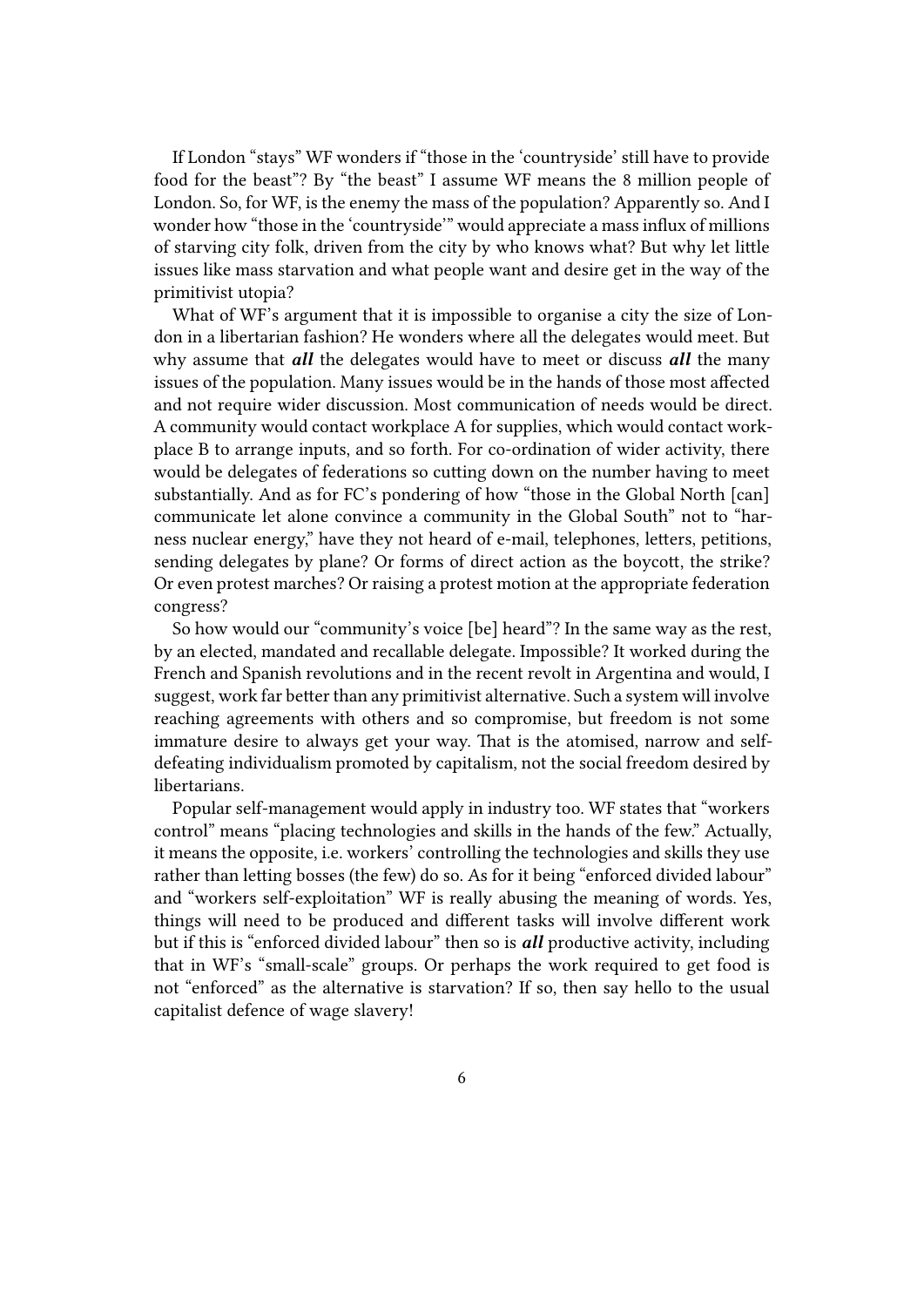If London "stays" WF wonders if "those in the 'countryside' still have to provide food for the beast"? By "the beast" I assume WF means the 8 million people of London. So, for WF, is the enemy the mass of the population? Apparently so. And I wonder how "those in the 'countryside'" would appreciate a mass influx of millions of starving city folk, driven from the city by who knows what? But why let little issues like mass starvation and what people want and desire get in the way of the primitivist utopia?

What of WF's argument that it is impossible to organise a city the size of London in a libertarian fashion? He wonders where all the delegates would meet. But why assume that ***all*** the delegates would have to meet or discuss ***all*** the many issues of the population. Many issues would be in the hands of those most affected and not require wider discussion. Most communication of needs would be direct. A community would contact workplace A for supplies, which would contact workplace B to arrange inputs, and so forth. For co-ordination of wider activity, there would be delegates of federations so cutting down on the number having to meet substantially. And as for FC's pondering of how "those in the Global North [can] communicate let alone convince a community in the Global South" not to "harness nuclear energy," have they not heard of e-mail, telephones, letters, petitions, sending delegates by plane? Or forms of direct action as the boycott, the strike? Or even protest marches? Or raising a protest motion at the appropriate federation congress?

So how would our "community's voice [be] heard"? In the same way as the rest, by an elected, mandated and recallable delegate. Impossible? It worked during the French and Spanish revolutions and in the recent revolt in Argentina and would, I suggest, work far better than any primitivist alternative. Such a system will involve reaching agreements with others and so compromise, but freedom is not some immature desire to always get your way. That is the atomised, narrow and self-defeating individualism promoted by capitalism, not the social freedom desired by libertarians.

Popular self-management would apply in industry too. WF states that "workers control" means "placing technologies and skills in the hands of the few." Actually, it means the opposite, i.e. workers' controlling the technologies and skills they use rather than letting bosses (the few) do so. As for it being "enforced divided labour" and "workers self-exploitation" WF is really abusing the meaning of words. Yes, things will need to be produced and different tasks will involve different work but if this is "enforced divided labour" then so is ***all*** productive activity, including that in WF's "small-scale" groups. Or perhaps the work required to get food is not "enforced" as the alternative is starvation? If so, then say hello to the usual capitalist defence of wage slavery!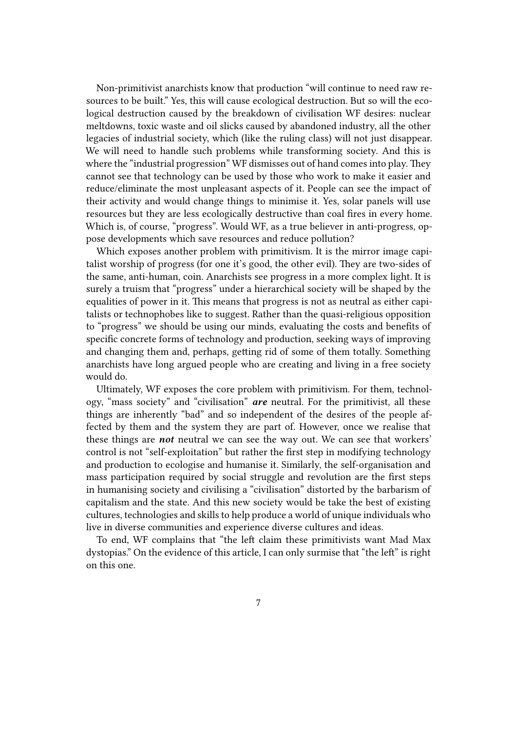Non-primitivist anarchists know that production "will continue to need raw resources to be built." Yes, this will cause ecological destruction. But so will the ecological destruction caused by the breakdown of civilisation WF desires: nuclear meltdowns, toxic waste and oil slicks caused by abandoned industry, all the other legacies of industrial society, which (like the ruling class) will not just disappear. We will need to handle such problems while transforming society. And this is where the "industrial progression" WF dismisses out of hand comes into play. They cannot see that technology can be used by those who work to make it easier and reduce/eliminate the most unpleasant aspects of it. People can see the impact of their activity and would change things to minimise it. Yes, solar panels will use resources but they are less ecologically destructive than coal fires in every home. Which is, of course, "progress". Would WF, as a true believer in anti-progress, oppose developments which save resources and reduce pollution?

Which exposes another problem with primitivism. It is the mirror image capitalist worship of progress (for one it's good, the other evil). They are two-sides of the same, anti-human, coin. Anarchists see progress in a more complex light. It is surely a truism that "progress" under a hierarchical society will be shaped by the equalities of power in it. This means that progress is not as neutral as either capitalists or technophobes like to suggest. Rather than the quasi-religious opposition to "progress" we should be using our minds, evaluating the costs and benefits of specific concrete forms of technology and production, seeking ways of improving and changing them and, perhaps, getting rid of some of them totally. Something anarchists have long argued people who are creating and living in a free society would do.

Ultimately, WF exposes the core problem with primitivism. For them, technology, "mass society" and "civilisation" ***are*** neutral. For the primitivist, all these things are inherently "bad" and so independent of the desires of the people affected by them and the system they are part of. However, once we realise that these things are ***not*** neutral we can see the way out. We can see that workers' control is not "self-exploitation" but rather the first step in modifying technology and production to ecologise and humanise it. Similarly, the self-organisation and mass participation required by social struggle and revolution are the first steps in humanising society and civilising a "civilisation" distorted by the barbarism of capitalism and the state. And this new society would be take the best of existing cultures, technologies and skills to help produce a world of unique individuals who live in diverse communities and experience diverse cultures and ideas.

To end, WF complains that "the left claim these primitivists want Mad Max dystopias." On the evidence of this article, I can only surmise that "the left" is right on this one.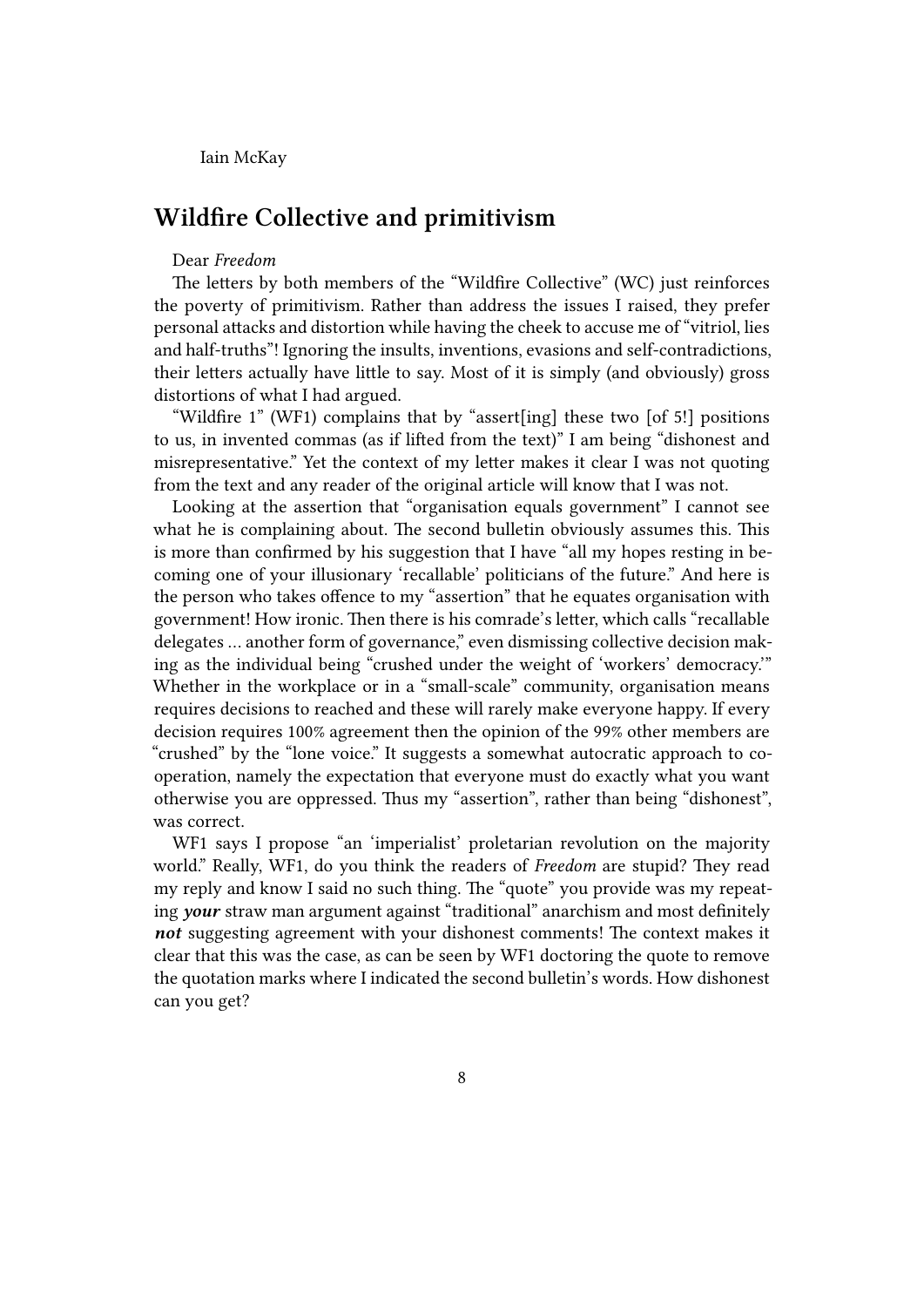Iain McKay

## Wildfire Collective and primitivism

Dear *Freedom*

The letters by both members of the "Wildfire Collective" (WC) just reinforces the poverty of primitivism. Rather than address the issues I raised, they prefer personal attacks and distortion while having the cheek to accuse me of "vitriol, lies and half-truths"! Ignoring the insults, inventions, evasions and self-contradictions, their letters actually have little to say. Most of it is simply (and obviously) gross distortions of what I had argued.

"Wildfire 1" (WF1) complains that by "assert[ing] these two [of 5!] positions to us, in invented commas (as if lifted from the text)" I am being "dishonest and misrepresentative." Yet the context of my letter makes it clear I was not quoting from the text and any reader of the original article will know that I was not.

Looking at the assertion that "organisation equals government" I cannot see what he is complaining about. The second bulletin obviously assumes this. This is more than confirmed by his suggestion that I have "all my hopes resting in becoming one of your illusionary 'recallable' politicians of the future." And here is the person who takes offence to my "assertion" that he equates organisation with government! How ironic. Then there is his comrade's letter, which calls "recallable delegates … another form of governance," even dismissing collective decision making as the individual being "crushed under the weight of 'workers' democracy.'" Whether in the workplace or in a "small-scale" community, organisation means requires decisions to reached and these will rarely make everyone happy. If every decision requires 100% agreement then the opinion of the 99% other members are "crushed" by the "lone voice." It suggests a somewhat autocratic approach to co-operation, namely the expectation that everyone must do exactly what you want otherwise you are oppressed. Thus my "assertion", rather than being "dishonest", was correct.

WF1 says I propose "an 'imperialist' proletarian revolution on the majority world." Really, WF1, do you think the readers of *Freedom* are stupid? They read my reply and know I said no such thing. The "quote" you provide was my repeating ***your*** straw man argument against "traditional" anarchism and most definitely ***not*** suggesting agreement with your dishonest comments! The context makes it clear that this was the case, as can be seen by WF1 doctoring the quote to remove the quotation marks where I indicated the second bulletin's words. How dishonest can you get?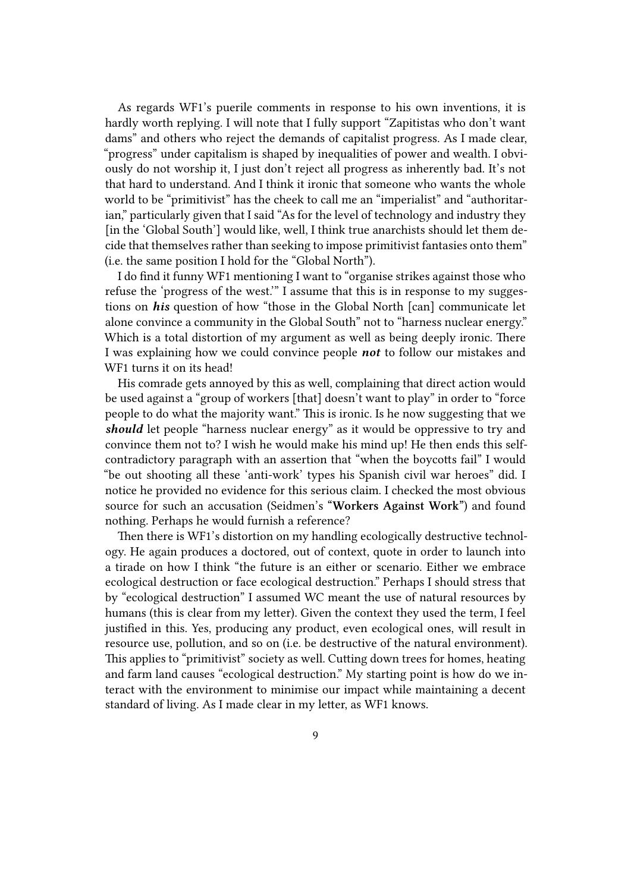As regards WF1's puerile comments in response to his own inventions, it is hardly worth replying. I will note that I fully support "Zapitistas who don't want dams" and others who reject the demands of capitalist progress. As I made clear, "progress" under capitalism is shaped by inequalities of power and wealth. I obviously do not worship it, I just don't reject all progress as inherently bad. It's not that hard to understand. And I think it ironic that someone who wants the whole world to be "primitivist" has the cheek to call me an "imperialist" and "authoritarian," particularly given that I said "As for the level of technology and industry they [in the 'Global South'] would like, well, I think true anarchists should let them decide that themselves rather than seeking to impose primitivist fantasies onto them" (i.e. the same position I hold for the "Global North").

I do find it funny WF1 mentioning I want to "organise strikes against those who refuse the 'progress of the west.'" I assume that this is in response to my suggestions on ***his*** question of how "those in the Global North [can] communicate let alone convince a community in the Global South" not to "harness nuclear energy." Which is a total distortion of my argument as well as being deeply ironic. There I was explaining how we could convince people ***not*** to follow our mistakes and WF1 turns it on its head!

His comrade gets annoyed by this as well, complaining that direct action would be used against a "group of workers [that] doesn't want to play" in order to "force people to do what the majority want." This is ironic. Is he now suggesting that we ***should*** let people "harness nuclear energy" as it would be oppressive to try and convince them not to? I wish he would make his mind up! He then ends this self-contradictory paragraph with an assertion that "when the boycotts fail" I would "be out shooting all these 'anti-work' types his Spanish civil war heroes" did. I notice he provided no evidence for this serious claim. I checked the most obvious source for such an accusation (Seidmen's **"Workers Against Work"**) and found nothing. Perhaps he would furnish a reference?

Then there is WF1's distortion on my handling ecologically destructive technology. He again produces a doctored, out of context, quote in order to launch into a tirade on how I think "the future is an either or scenario. Either we embrace ecological destruction or face ecological destruction." Perhaps I should stress that by "ecological destruction" I assumed WC meant the use of natural resources by humans (this is clear from my letter). Given the context they used the term, I feel justified in this. Yes, producing any product, even ecological ones, will result in resource use, pollution, and so on (i.e. be destructive of the natural environment). This applies to "primitivist" society as well. Cutting down trees for homes, heating and farm land causes "ecological destruction." My starting point is how do we interact with the environment to minimise our impact while maintaining a decent standard of living. As I made clear in my letter, as WF1 knows.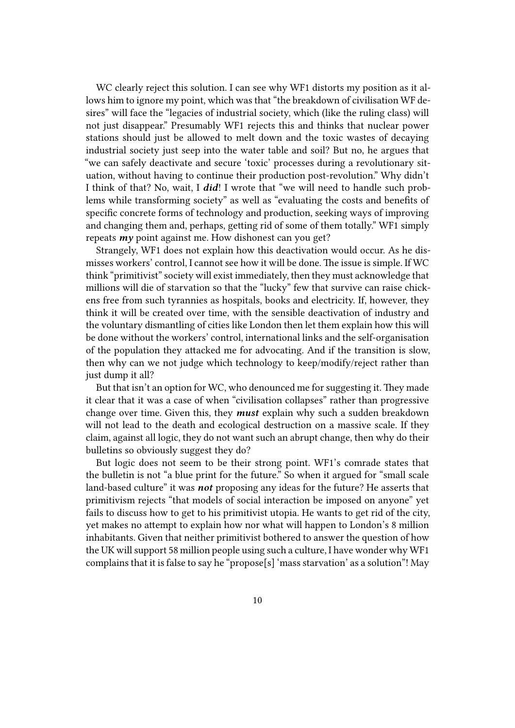WC clearly reject this solution. I can see why WF1 distorts my position as it allows him to ignore my point, which was that "the breakdown of civilisation WF desires" will face the "legacies of industrial society, which (like the ruling class) will not just disappear." Presumably WF1 rejects this and thinks that nuclear power stations should just be allowed to melt down and the toxic wastes of decaying industrial society just seep into the water table and soil? But no, he argues that "we can safely deactivate and secure 'toxic' processes during a revolutionary situation, without having to continue their production post-revolution." Why didn't I think of that? No, wait, I ***did***! I wrote that "we will need to handle such problems while transforming society" as well as "evaluating the costs and benefits of specific concrete forms of technology and production, seeking ways of improving and changing them and, perhaps, getting rid of some of them totally." WF1 simply repeats ***my*** point against me. How dishonest can you get?

Strangely, WF1 does not explain how this deactivation would occur. As he dismisses workers' control, I cannot see how it will be done. The issue is simple. If WC think "primitivist" society will exist immediately, then they must acknowledge that millions will die of starvation so that the "lucky" few that survive can raise chickens free from such tyrannies as hospitals, books and electricity. If, however, they think it will be created over time, with the sensible deactivation of industry and the voluntary dismantling of cities like London then let them explain how this will be done without the workers' control, international links and the self-organisation of the population they attacked me for advocating. And if the transition is slow, then why can we not judge which technology to keep/modify/reject rather than just dump it all?

But that isn't an option for WC, who denounced me for suggesting it. They made it clear that it was a case of when "civilisation collapses" rather than progressive change over time. Given this, they ***must*** explain why such a sudden breakdown will not lead to the death and ecological destruction on a massive scale. If they claim, against all logic, they do not want such an abrupt change, then why do their bulletins so obviously suggest they do?

But logic does not seem to be their strong point. WF1's comrade states that the bulletin is not "a blue print for the future." So when it argued for "small scale land-based culture" it was ***not*** proposing any ideas for the future? He asserts that primitivism rejects "that models of social interaction be imposed on anyone" yet fails to discuss how to get to his primitivist utopia. He wants to get rid of the city, yet makes no attempt to explain how nor what will happen to London's 8 million inhabitants. Given that neither primitivist bothered to answer the question of how the UK will support 58 million people using such a culture, I have wonder why WF1 complains that it is false to say he "propose[s] 'mass starvation' as a solution"! May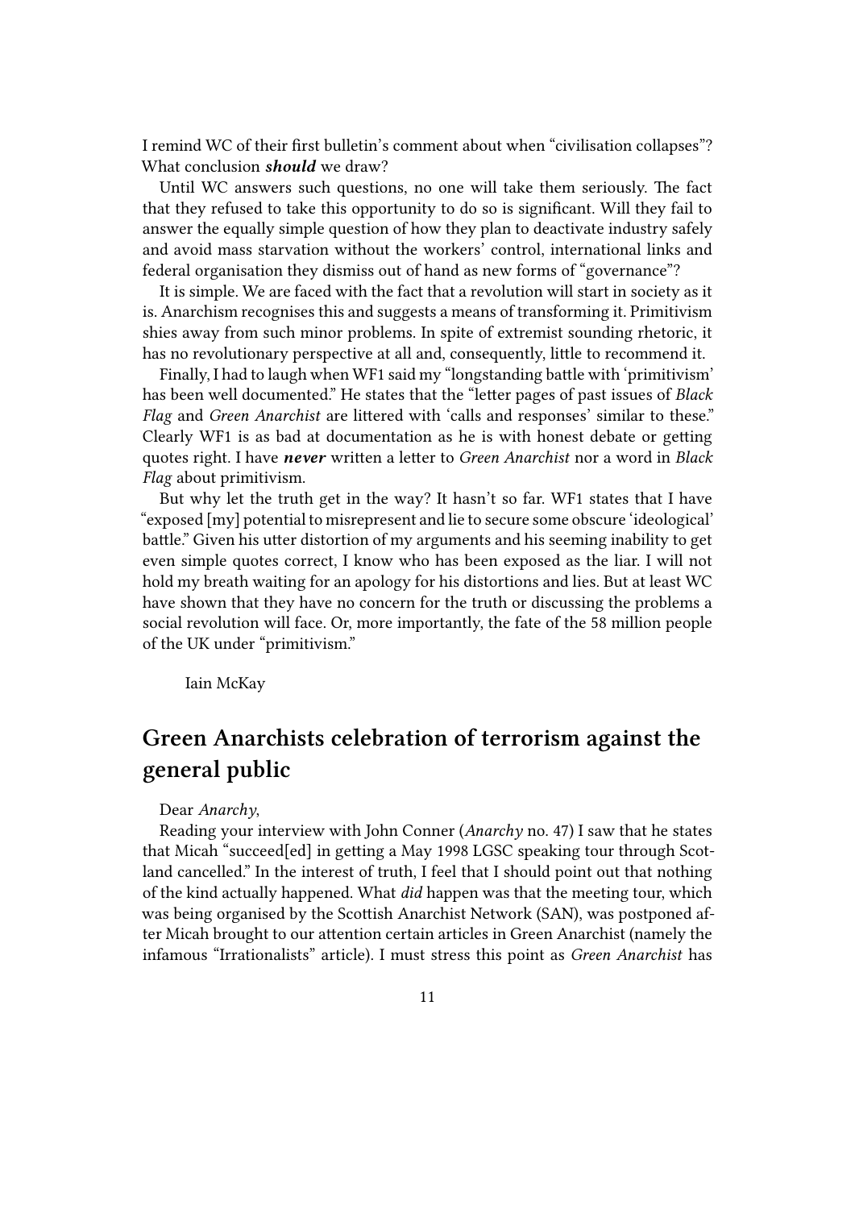I remind WC of their first bulletin's comment about when "civilisation collapses"? What conclusion ***should*** we draw?

Until WC answers such questions, no one will take them seriously. The fact that they refused to take this opportunity to do so is significant. Will they fail to answer the equally simple question of how they plan to deactivate industry safely and avoid mass starvation without the workers' control, international links and federal organisation they dismiss out of hand as new forms of "governance"?

It is simple. We are faced with the fact that a revolution will start in society as it is. Anarchism recognises this and suggests a means of transforming it. Primitivism shies away from such minor problems. In spite of extremist sounding rhetoric, it has no revolutionary perspective at all and, consequently, little to recommend it.

Finally, I had to laugh when WF1 said my "longstanding battle with 'primitivism' has been well documented." He states that the "letter pages of past issues of *Black Flag* and *Green Anarchist* are littered with 'calls and responses' similar to these." Clearly WF1 is as bad at documentation as he is with honest debate or getting quotes right. I have ***never*** written a letter to *Green Anarchist* nor a word in *Black Flag* about primitivism.

But why let the truth get in the way? It hasn't so far. WF1 states that I have "exposed [my] potential to misrepresent and lie to secure some obscure 'ideological' battle." Given his utter distortion of my arguments and his seeming inability to get even simple quotes correct, I know who has been exposed as the liar. I will not hold my breath waiting for an apology for his distortions and lies. But at least WC have shown that they have no concern for the truth or discussing the problems a social revolution will face. Or, more importantly, the fate of the 58 million people of the UK under "primitivism."

Iain McKay

## Green Anarchists celebration of terrorism against the general public

Dear *Anarchy*,

Reading your interview with John Conner (*Anarchy* no. 47) I saw that he states that Micah "succeed[ed] in getting a May 1998 LGSC speaking tour through Scotland cancelled." In the interest of truth, I feel that I should point out that nothing of the kind actually happened. What *did* happen was that the meeting tour, which was being organised by the Scottish Anarchist Network (SAN), was postponed after Micah brought to our attention certain articles in Green Anarchist (namely the infamous "Irrationalists" article). I must stress this point as *Green Anarchist* has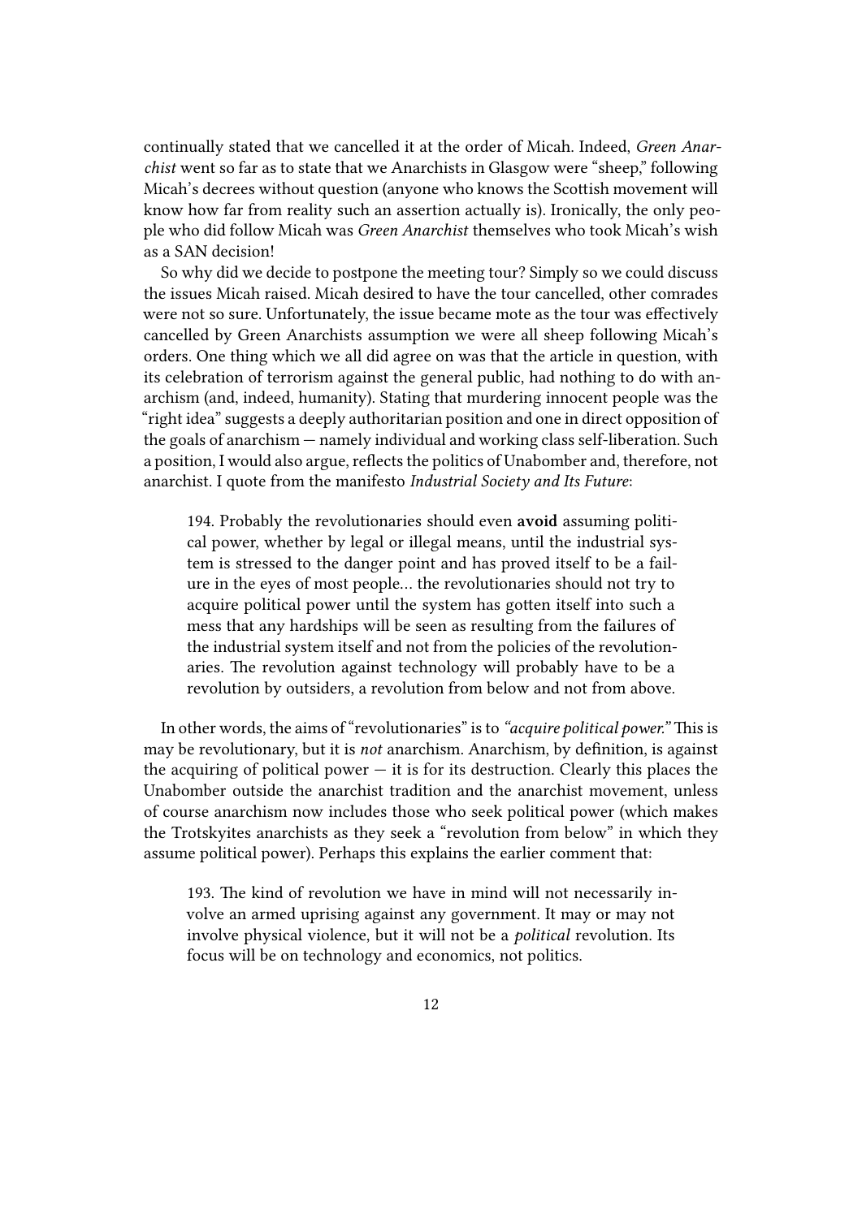continually stated that we cancelled it at the order of Micah. Indeed, *Green Anarchist* went so far as to state that we Anarchists in Glasgow were "sheep," following Micah's decrees without question (anyone who knows the Scottish movement will know how far from reality such an assertion actually is). Ironically, the only people who did follow Micah was *Green Anarchist* themselves who took Micah's wish as a SAN decision!

So why did we decide to postpone the meeting tour? Simply so we could discuss the issues Micah raised. Micah desired to have the tour cancelled, other comrades were not so sure. Unfortunately, the issue became mote as the tour was effectively cancelled by Green Anarchists assumption we were all sheep following Micah's orders. One thing which we all did agree on was that the article in question, with its celebration of terrorism against the general public, had nothing to do with anarchism (and, indeed, humanity). Stating that murdering innocent people was the "right idea" suggests a deeply authoritarian position and one in direct opposition of the goals of anarchism — namely individual and working class self-liberation. Such a position, I would also argue, reflects the politics of Unabomber and, therefore, not anarchist. I quote from the manifesto *Industrial Society and Its Future*:

> 194. Probably the revolutionaries should even **avoid** assuming political power, whether by legal or illegal means, until the industrial system is stressed to the danger point and has proved itself to be a failure in the eyes of most people… the revolutionaries should not try to acquire political power until the system has gotten itself into such a mess that any hardships will be seen as resulting from the failures of the industrial system itself and not from the policies of the revolutionaries. The revolution against technology will probably have to be a revolution by outsiders, a revolution from below and not from above.

In other words, the aims of "revolutionaries" is to *"acquire political power."* This is may be revolutionary, but it is *not* anarchism. Anarchism, by definition, is against the acquiring of political power — it is for its destruction. Clearly this places the Unabomber outside the anarchist tradition and the anarchist movement, unless of course anarchism now includes those who seek political power (which makes the Trotskyites anarchists as they seek a "revolution from below" in which they assume political power). Perhaps this explains the earlier comment that:

> 193. The kind of revolution we have in mind will not necessarily involve an armed uprising against any government. It may or may not involve physical violence, but it will not be a *political* revolution. Its focus will be on technology and economics, not politics.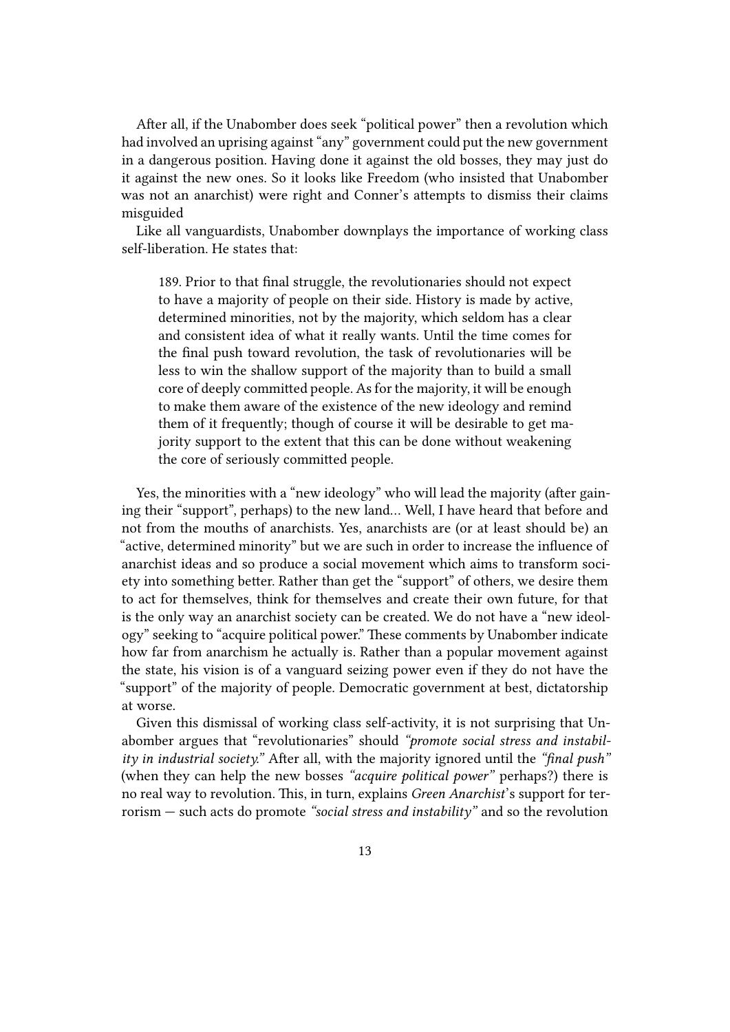After all, if the Unabomber does seek "political power" then a revolution which had involved an uprising against "any" government could put the new government in a dangerous position. Having done it against the old bosses, they may just do it against the new ones. So it looks like Freedom (who insisted that Unabomber was not an anarchist) were right and Conner's attempts to dismiss their claims misguided

Like all vanguardists, Unabomber downplays the importance of working class self-liberation. He states that:

> 189. Prior to that final struggle, the revolutionaries should not expect to have a majority of people on their side. History is made by active, determined minorities, not by the majority, which seldom has a clear and consistent idea of what it really wants. Until the time comes for the final push toward revolution, the task of revolutionaries will be less to win the shallow support of the majority than to build a small core of deeply committed people. As for the majority, it will be enough to make them aware of the existence of the new ideology and remind them of it frequently; though of course it will be desirable to get majority support to the extent that this can be done without weakening the core of seriously committed people.

Yes, the minorities with a "new ideology" who will lead the majority (after gaining their "support", perhaps) to the new land… Well, I have heard that before and not from the mouths of anarchists. Yes, anarchists are (or at least should be) an "active, determined minority" but we are such in order to increase the influence of anarchist ideas and so produce a social movement which aims to transform society into something better. Rather than get the "support" of others, we desire them to act for themselves, think for themselves and create their own future, for that is the only way an anarchist society can be created. We do not have a "new ideology" seeking to "acquire political power." These comments by Unabomber indicate how far from anarchism he actually is. Rather than a popular movement against the state, his vision is of a vanguard seizing power even if they do not have the "support" of the majority of people. Democratic government at best, dictatorship at worse.

Given this dismissal of working class self-activity, it is not surprising that Unabomber argues that "revolutionaries" should *"promote social stress and instability in industrial society."* After all, with the majority ignored until the *"final push"* (when they can help the new bosses *"acquire political power"* perhaps?) there is no real way to revolution. This, in turn, explains *Green Anarchist*'s support for terrorism — such acts do promote *"social stress and instability"* and so the revolution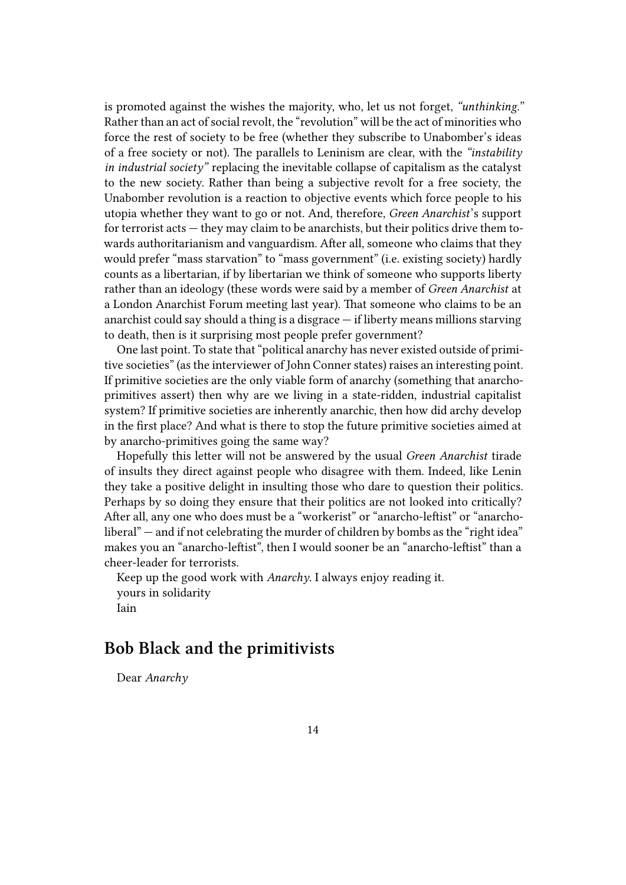is promoted against the wishes the majority, who, let us not forget, *"unthinking."* Rather than an act of social revolt, the "revolution" will be the act of minorities who force the rest of society to be free (whether they subscribe to Unabomber's ideas of a free society or not). The parallels to Leninism are clear, with the *"instability in industrial society"* replacing the inevitable collapse of capitalism as the catalyst to the new society. Rather than being a subjective revolt for a free society, the Unabomber revolution is a reaction to objective events which force people to his utopia whether they want to go or not. And, therefore, *Green Anarchist*'s support for terrorist acts — they may claim to be anarchists, but their politics drive them towards authoritarianism and vanguardism. After all, someone who claims that they would prefer "mass starvation" to "mass government" (i.e. existing society) hardly counts as a libertarian, if by libertarian we think of someone who supports liberty rather than an ideology (these words were said by a member of *Green Anarchist* at a London Anarchist Forum meeting last year). That someone who claims to be an anarchist could say should a thing is a disgrace — if liberty means millions starving to death, then is it surprising most people prefer government?

One last point. To state that "political anarchy has never existed outside of primitive societies" (as the interviewer of John Conner states) raises an interesting point. If primitive societies are the only viable form of anarchy (something that anarcho-primitives assert) then why are we living in a state-ridden, industrial capitalist system? If primitive societies are inherently anarchic, then how did archy develop in the first place? And what is there to stop the future primitive societies aimed at by anarcho-primitives going the same way?

Hopefully this letter will not be answered by the usual *Green Anarchist* tirade of insults they direct against people who disagree with them. Indeed, like Lenin they take a positive delight in insulting those who dare to question their politics. Perhaps by so doing they ensure that their politics are not looked into critically? After all, any one who does must be a "workerist" or "anarcho-leftist" or "anarcho-liberal" — and if not celebrating the murder of children by bombs as the "right idea" makes you an "anarcho-leftist", then I would sooner be an "anarcho-leftist" than a cheer-leader for terrorists.

Keep up the good work with *Anarchy*. I always enjoy reading it.

yours in solidarity

Iain

## Bob Black and the primitivists

Dear *Anarchy*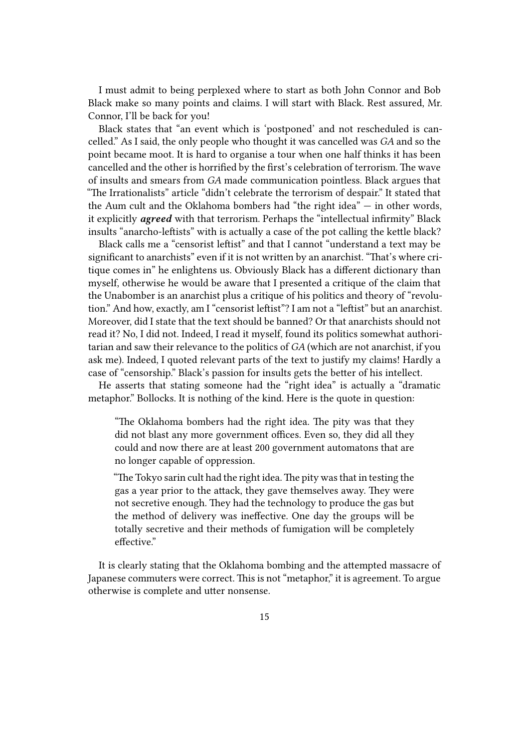I must admit to being perplexed where to start as both John Connor and Bob Black make so many points and claims. I will start with Black. Rest assured, Mr. Connor, I'll be back for you!

Black states that "an event which is 'postponed' and not rescheduled is cancelled." As I said, the only people who thought it was cancelled was *GA* and so the point became moot. It is hard to organise a tour when one half thinks it has been cancelled and the other is horrified by the first's celebration of terrorism. The wave of insults and smears from *GA* made communication pointless. Black argues that "The Irrationalists" article "didn't celebrate the terrorism of despair." It stated that the Aum cult and the Oklahoma bombers had "the right idea" — in other words, it explicitly ***agreed*** with that terrorism. Perhaps the "intellectual infirmity" Black insults "anarcho-leftists" with is actually a case of the pot calling the kettle black?

Black calls me a "censorist leftist" and that I cannot "understand a text may be significant to anarchists" even if it is not written by an anarchist. "That's where critique comes in" he enlightens us. Obviously Black has a different dictionary than myself, otherwise he would be aware that I presented a critique of the claim that the Unabomber is an anarchist plus a critique of his politics and theory of "revolution." And how, exactly, am I "censorist leftist"? I am not a "leftist" but an anarchist. Moreover, did I state that the text should be banned? Or that anarchists should not read it? No, I did not. Indeed, I read it myself, found its politics somewhat authoritarian and saw their relevance to the politics of *GA* (which are not anarchist, if you ask me). Indeed, I quoted relevant parts of the text to justify my claims! Hardly a case of "censorship." Black's passion for insults gets the better of his intellect.

He asserts that stating someone had the "right idea" is actually a "dramatic metaphor." Bollocks. It is nothing of the kind. Here is the quote in question:

> "The Oklahoma bombers had the right idea. The pity was that they did not blast any more government offices. Even so, they did all they could and now there are at least 200 government automatons that are no longer capable of oppression.
>
> "The Tokyo sarin cult had the right idea. The pity was that in testing the gas a year prior to the attack, they gave themselves away. They were not secretive enough. They had the technology to produce the gas but the method of delivery was ineffective. One day the groups will be totally secretive and their methods of fumigation will be completely effective."

It is clearly stating that the Oklahoma bombing and the attempted massacre of Japanese commuters were correct. This is not "metaphor," it is agreement. To argue otherwise is complete and utter nonsense.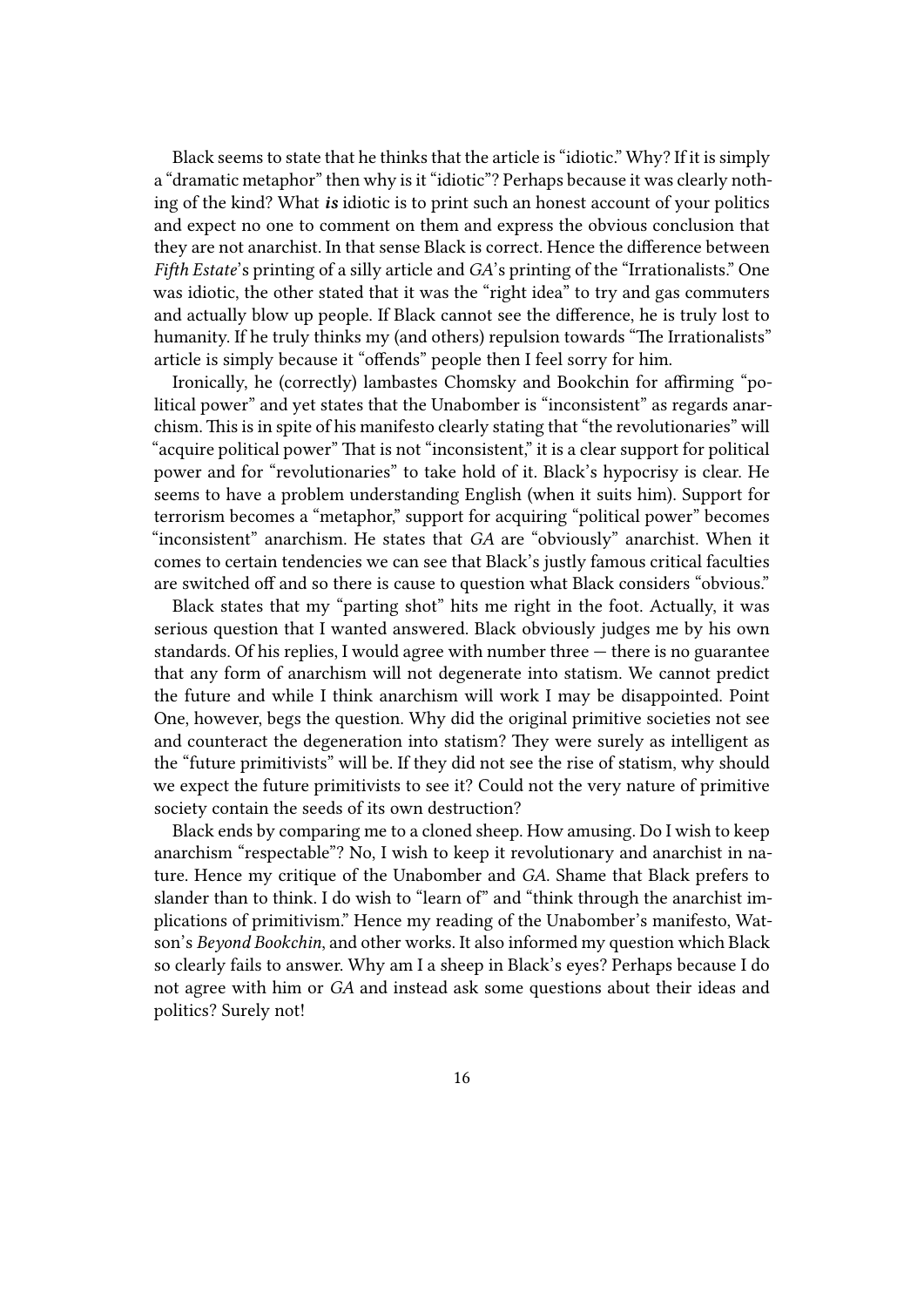Black seems to state that he thinks that the article is "idiotic." Why? If it is simply a "dramatic metaphor" then why is it "idiotic"? Perhaps because it was clearly nothing of the kind? What ***is*** idiotic is to print such an honest account of your politics and expect no one to comment on them and express the obvious conclusion that they are not anarchist. In that sense Black is correct. Hence the difference between *Fifth Estate*'s printing of a silly article and *GA*'s printing of the "Irrationalists." One was idiotic, the other stated that it was the "right idea" to try and gas commuters and actually blow up people. If Black cannot see the difference, he is truly lost to humanity. If he truly thinks my (and others) repulsion towards "The Irrationalists" article is simply because it "offends" people then I feel sorry for him.

Ironically, he (correctly) lambastes Chomsky and Bookchin for affirming "political power" and yet states that the Unabomber is "inconsistent" as regards anarchism. This is in spite of his manifesto clearly stating that "the revolutionaries" will "acquire political power" That is not "inconsistent," it is a clear support for political power and for "revolutionaries" to take hold of it. Black's hypocrisy is clear. He seems to have a problem understanding English (when it suits him). Support for terrorism becomes a "metaphor," support for acquiring "political power" becomes "inconsistent" anarchism. He states that *GA* are "obviously" anarchist. When it comes to certain tendencies we can see that Black's justly famous critical faculties are switched off and so there is cause to question what Black considers "obvious."

Black states that my "parting shot" hits me right in the foot. Actually, it was serious question that I wanted answered. Black obviously judges me by his own standards. Of his replies, I would agree with number three — there is no guarantee that any form of anarchism will not degenerate into statism. We cannot predict the future and while I think anarchism will work I may be disappointed. Point One, however, begs the question. Why did the original primitive societies not see and counteract the degeneration into statism? They were surely as intelligent as the "future primitivists" will be. If they did not see the rise of statism, why should we expect the future primitivists to see it? Could not the very nature of primitive society contain the seeds of its own destruction?

Black ends by comparing me to a cloned sheep. How amusing. Do I wish to keep anarchism "respectable"? No, I wish to keep it revolutionary and anarchist in nature. Hence my critique of the Unabomber and *GA*. Shame that Black prefers to slander than to think. I do wish to "learn of" and "think through the anarchist implications of primitivism." Hence my reading of the Unabomber's manifesto, Watson's *Beyond Bookchin*, and other works. It also informed my question which Black so clearly fails to answer. Why am I a sheep in Black's eyes? Perhaps because I do not agree with him or *GA* and instead ask some questions about their ideas and politics? Surely not!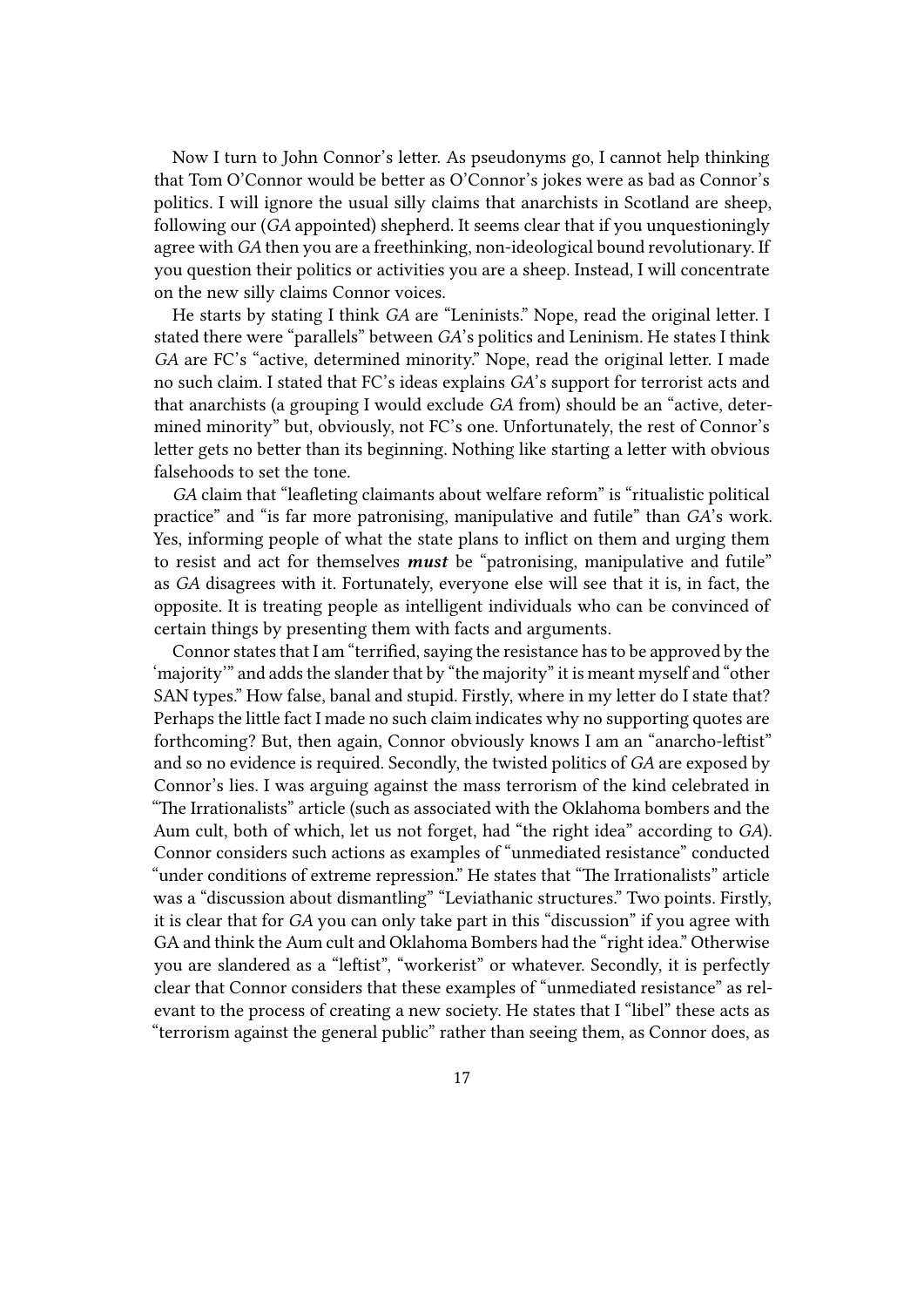Now I turn to John Connor's letter. As pseudonyms go, I cannot help thinking that Tom O'Connor would be better as O'Connor's jokes were as bad as Connor's politics. I will ignore the usual silly claims that anarchists in Scotland are sheep, following our (*GA* appointed) shepherd. It seems clear that if you unquestioningly agree with *GA* then you are a freethinking, non-ideological bound revolutionary. If you question their politics or activities you are a sheep. Instead, I will concentrate on the new silly claims Connor voices.

He starts by stating I think *GA* are "Leninists." Nope, read the original letter. I stated there were "parallels" between *GA*'s politics and Leninism. He states I think *GA* are FC's "active, determined minority." Nope, read the original letter. I made no such claim. I stated that FC's ideas explains *GA*'s support for terrorist acts and that anarchists (a grouping I would exclude *GA* from) should be an "active, determined minority" but, obviously, not FC's one. Unfortunately, the rest of Connor's letter gets no better than its beginning. Nothing like starting a letter with obvious falsehoods to set the tone.

*GA* claim that "leafleting claimants about welfare reform" is "ritualistic political practice" and "is far more patronising, manipulative and futile" than *GA*'s work. Yes, informing people of what the state plans to inflict on them and urging them to resist and act for themselves ***must*** be "patronising, manipulative and futile" as *GA* disagrees with it. Fortunately, everyone else will see that it is, in fact, the opposite. It is treating people as intelligent individuals who can be convinced of certain things by presenting them with facts and arguments.

Connor states that I am "terrified, saying the resistance has to be approved by the 'majority'" and adds the slander that by "the majority" it is meant myself and "other SAN types." How false, banal and stupid. Firstly, where in my letter do I state that? Perhaps the little fact I made no such claim indicates why no supporting quotes are forthcoming? But, then again, Connor obviously knows I am an "anarcho-leftist" and so no evidence is required. Secondly, the twisted politics of *GA* are exposed by Connor's lies. I was arguing against the mass terrorism of the kind celebrated in "The Irrationalists" article (such as associated with the Oklahoma bombers and the Aum cult, both of which, let us not forget, had "the right idea" according to *GA*). Connor considers such actions as examples of "unmediated resistance" conducted "under conditions of extreme repression." He states that "The Irrationalists" article was a "discussion about dismantling" "Leviathanic structures." Two points. Firstly, it is clear that for *GA* you can only take part in this "discussion" if you agree with GA and think the Aum cult and Oklahoma Bombers had the "right idea." Otherwise you are slandered as a "leftist", "workerist" or whatever. Secondly, it is perfectly clear that Connor considers that these examples of "unmediated resistance" as relevant to the process of creating a new society. He states that I "libel" these acts as "terrorism against the general public" rather than seeing them, as Connor does, as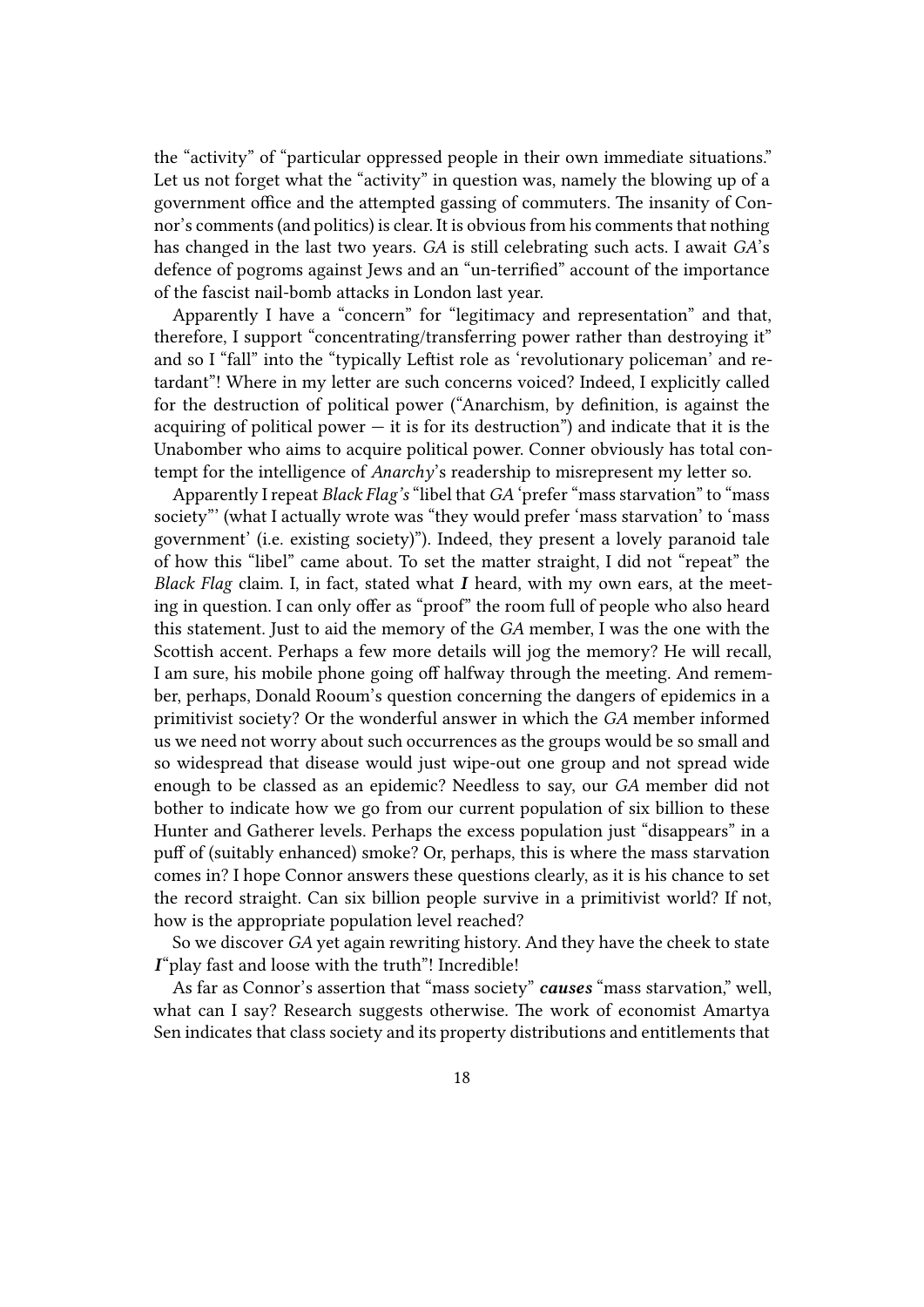the "activity" of "particular oppressed people in their own immediate situations." Let us not forget what the "activity" in question was, namely the blowing up of a government office and the attempted gassing of commuters. The insanity of Connor's comments (and politics) is clear. It is obvious from his comments that nothing has changed in the last two years. *GA* is still celebrating such acts. I await *GA*'s defence of pogroms against Jews and an "un-terrified" account of the importance of the fascist nail-bomb attacks in London last year.

Apparently I have a "concern" for "legitimacy and representation" and that, therefore, I support "concentrating/transferring power rather than destroying it" and so I "fall" into the "typically Leftist role as 'revolutionary policeman' and retardant"! Where in my letter are such concerns voiced? Indeed, I explicitly called for the destruction of political power ("Anarchism, by definition, is against the acquiring of political power — it is for its destruction") and indicate that it is the Unabomber who aims to acquire political power. Conner obviously has total contempt for the intelligence of *Anarchy*'s readership to misrepresent my letter so.

Apparently I repeat *Black Flag's* "libel that *GA* 'prefer "mass starvation" to "mass society"' (what I actually wrote was "they would prefer 'mass starvation' to 'mass government' (i.e. existing society)"). Indeed, they present a lovely paranoid tale of how this "libel" came about. To set the matter straight, I did not "repeat" the *Black Flag* claim. I, in fact, stated what ***I*** heard, with my own ears, at the meeting in question. I can only offer as "proof" the room full of people who also heard this statement. Just to aid the memory of the *GA* member, I was the one with the Scottish accent. Perhaps a few more details will jog the memory? He will recall, I am sure, his mobile phone going off halfway through the meeting. And remember, perhaps, Donald Rooum's question concerning the dangers of epidemics in a primitivist society? Or the wonderful answer in which the *GA* member informed us we need not worry about such occurrences as the groups would be so small and so widespread that disease would just wipe-out one group and not spread wide enough to be classed as an epidemic? Needless to say, our *GA* member did not bother to indicate how we go from our current population of six billion to these Hunter and Gatherer levels. Perhaps the excess population just "disappears" in a puff of (suitably enhanced) smoke? Or, perhaps, this is where the mass starvation comes in? I hope Connor answers these questions clearly, as it is his chance to set the record straight. Can six billion people survive in a primitivist world? If not, how is the appropriate population level reached?

So we discover *GA* yet again rewriting history. And they have the cheek to state ***I***"play fast and loose with the truth"! Incredible!

As far as Connor's assertion that "mass society" ***causes*** "mass starvation," well, what can I say? Research suggests otherwise. The work of economist Amartya Sen indicates that class society and its property distributions and entitlements that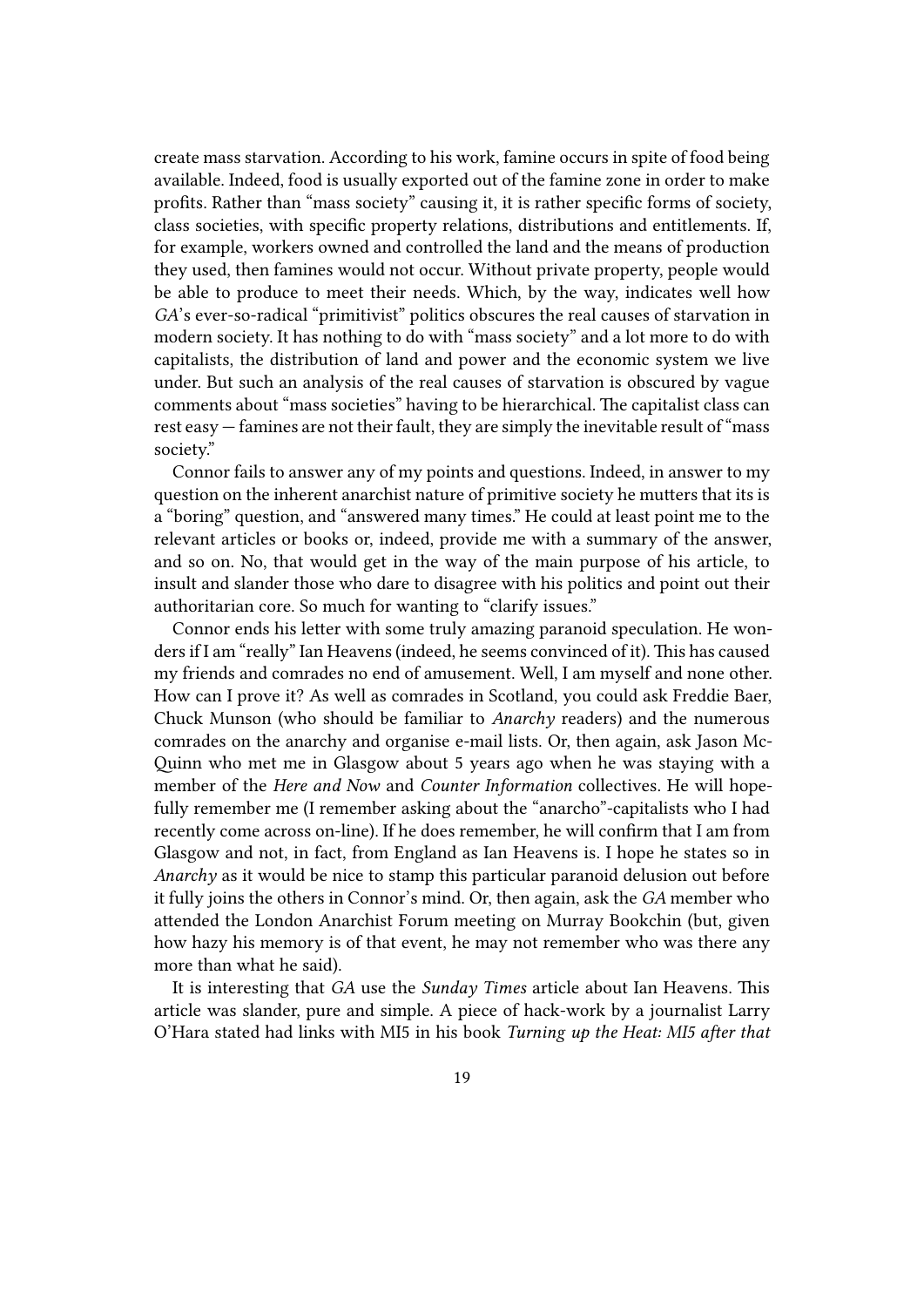create mass starvation. According to his work, famine occurs in spite of food being available. Indeed, food is usually exported out of the famine zone in order to make profits. Rather than "mass society" causing it, it is rather specific forms of society, class societies, with specific property relations, distributions and entitlements. If, for example, workers owned and controlled the land and the means of production they used, then famines would not occur. Without private property, people would be able to produce to meet their needs. Which, by the way, indicates well how *GA*'s ever-so-radical "primitivist" politics obscures the real causes of starvation in modern society. It has nothing to do with "mass society" and a lot more to do with capitalists, the distribution of land and power and the economic system we live under. But such an analysis of the real causes of starvation is obscured by vague comments about "mass societies" having to be hierarchical. The capitalist class can rest easy — famines are not their fault, they are simply the inevitable result of "mass society."

Connor fails to answer any of my points and questions. Indeed, in answer to my question on the inherent anarchist nature of primitive society he mutters that its is a "boring" question, and "answered many times." He could at least point me to the relevant articles or books or, indeed, provide me with a summary of the answer, and so on. No, that would get in the way of the main purpose of his article, to insult and slander those who dare to disagree with his politics and point out their authoritarian core. So much for wanting to "clarify issues."

Connor ends his letter with some truly amazing paranoid speculation. He wonders if I am "really" Ian Heavens (indeed, he seems convinced of it). This has caused my friends and comrades no end of amusement. Well, I am myself and none other. How can I prove it? As well as comrades in Scotland, you could ask Freddie Baer, Chuck Munson (who should be familiar to *Anarchy* readers) and the numerous comrades on the anarchy and organise e-mail lists. Or, then again, ask Jason McQuinn who met me in Glasgow about 5 years ago when he was staying with a member of the *Here and Now* and *Counter Information* collectives. He will hopefully remember me (I remember asking about the "anarcho"-capitalists who I had recently come across on-line). If he does remember, he will confirm that I am from Glasgow and not, in fact, from England as Ian Heavens is. I hope he states so in *Anarchy* as it would be nice to stamp this particular paranoid delusion out before it fully joins the others in Connor's mind. Or, then again, ask the *GA* member who attended the London Anarchist Forum meeting on Murray Bookchin (but, given how hazy his memory is of that event, he may not remember who was there any more than what he said).

It is interesting that *GA* use the *Sunday Times* article about Ian Heavens. This article was slander, pure and simple. A piece of hack-work by a journalist Larry O'Hara stated had links with MI5 in his book *Turning up the Heat: MI5 after that*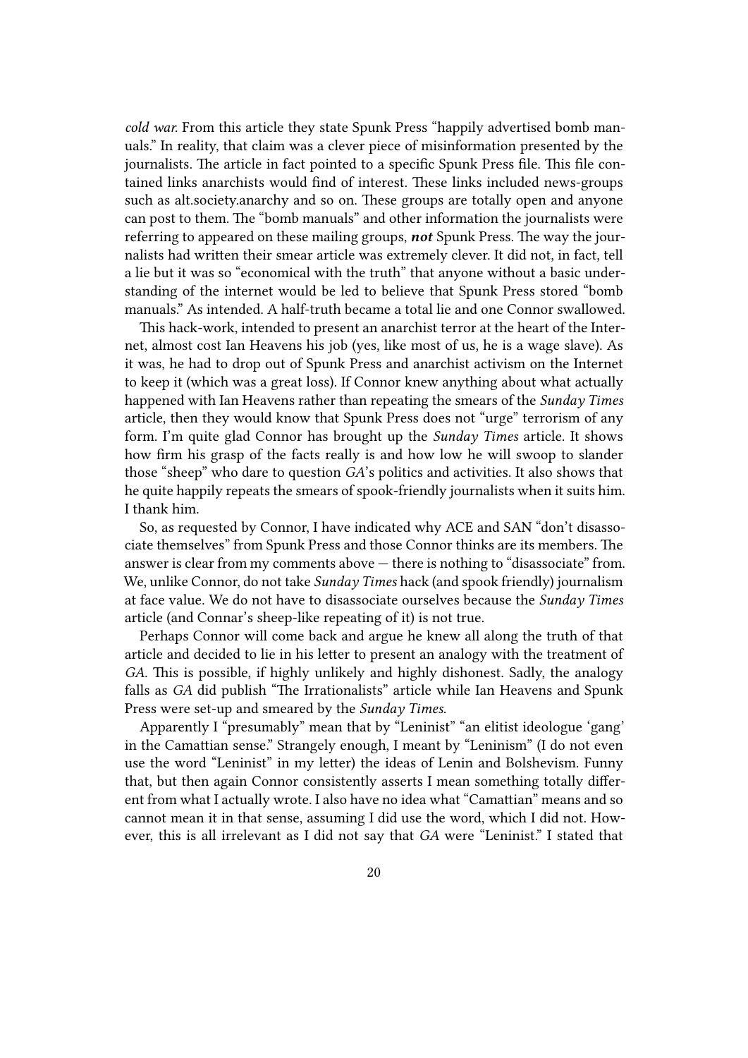*cold war.* From this article they state Spunk Press "happily advertised bomb manuals." In reality, that claim was a clever piece of misinformation presented by the journalists. The article in fact pointed to a specific Spunk Press file. This file contained links anarchists would find of interest. These links included news-groups such as alt.society.anarchy and so on. These groups are totally open and anyone can post to them. The "bomb manuals" and other information the journalists were referring to appeared on these mailing groups, ***not*** Spunk Press. The way the journalists had written their smear article was extremely clever. It did not, in fact, tell a lie but it was so "economical with the truth" that anyone without a basic understanding of the internet would be led to believe that Spunk Press stored "bomb manuals." As intended. A half-truth became a total lie and one Connor swallowed.

This hack-work, intended to present an anarchist terror at the heart of the Internet, almost cost Ian Heavens his job (yes, like most of us, he is a wage slave). As it was, he had to drop out of Spunk Press and anarchist activism on the Internet to keep it (which was a great loss). If Connor knew anything about what actually happened with Ian Heavens rather than repeating the smears of the *Sunday Times* article, then they would know that Spunk Press does not "urge" terrorism of any form. I'm quite glad Connor has brought up the *Sunday Times* article. It shows how firm his grasp of the facts really is and how low he will swoop to slander those "sheep" who dare to question *GA*'s politics and activities. It also shows that he quite happily repeats the smears of spook-friendly journalists when it suits him. I thank him.

So, as requested by Connor, I have indicated why ACE and SAN "don't disassociate themselves" from Spunk Press and those Connor thinks are its members. The answer is clear from my comments above — there is nothing to "disassociate" from. We, unlike Connor, do not take *Sunday Times* hack (and spook friendly) journalism at face value. We do not have to disassociate ourselves because the *Sunday Times* article (and Connar's sheep-like repeating of it) is not true.

Perhaps Connor will come back and argue he knew all along the truth of that article and decided to lie in his letter to present an analogy with the treatment of *GA*. This is possible, if highly unlikely and highly dishonest. Sadly, the analogy falls as *GA* did publish "The Irrationalists" article while Ian Heavens and Spunk Press were set-up and smeared by the *Sunday Times*.

Apparently I "presumably" mean that by "Leninist" "an elitist ideologue 'gang' in the Camattian sense." Strangely enough, I meant by "Leninism" (I do not even use the word "Leninist" in my letter) the ideas of Lenin and Bolshevism. Funny that, but then again Connor consistently asserts I mean something totally different from what I actually wrote. I also have no idea what "Camattian" means and so cannot mean it in that sense, assuming I did use the word, which I did not. However, this is all irrelevant as I did not say that *GA* were "Leninist." I stated that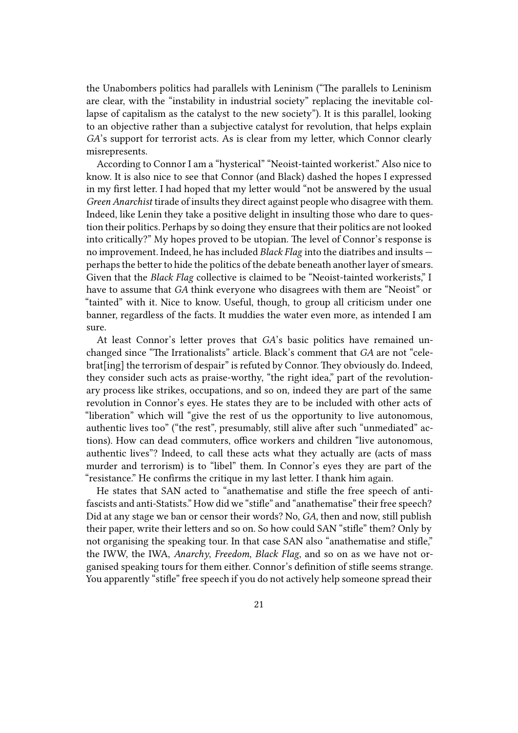the Unabombers politics had parallels with Leninism ("The parallels to Leninism are clear, with the "instability in industrial society" replacing the inevitable collapse of capitalism as the catalyst to the new society"). It is this parallel, looking to an objective rather than a subjective catalyst for revolution, that helps explain *GA*'s support for terrorist acts. As is clear from my letter, which Connor clearly misrepresents.

According to Connor I am a "hysterical" "Neoist-tainted workerist." Also nice to know. It is also nice to see that Connor (and Black) dashed the hopes I expressed in my first letter. I had hoped that my letter would "not be answered by the usual *Green Anarchist* tirade of insults they direct against people who disagree with them. Indeed, like Lenin they take a positive delight in insulting those who dare to question their politics. Perhaps by so doing they ensure that their politics are not looked into critically?" My hopes proved to be utopian. The level of Connor's response is no improvement. Indeed, he has included *Black Flag* into the diatribes and insults — perhaps the better to hide the politics of the debate beneath another layer of smears. Given that the *Black Flag* collective is claimed to be "Neoist-tainted workerists," I have to assume that *GA* think everyone who disagrees with them are "Neoist" or "tainted" with it. Nice to know. Useful, though, to group all criticism under one banner, regardless of the facts. It muddies the water even more, as intended I am sure.

At least Connor's letter proves that *GA*'s basic politics have remained unchanged since "The Irrationalists" article. Black's comment that *GA* are not "celebrat[ing] the terrorism of despair" is refuted by Connor. They obviously do. Indeed, they consider such acts as praise-worthy, "the right idea," part of the revolutionary process like strikes, occupations, and so on, indeed they are part of the same revolution in Connor's eyes. He states they are to be included with other acts of "liberation" which will "give the rest of us the opportunity to live autonomous, authentic lives too" ("the rest", presumably, still alive after such "unmediated" actions). How can dead commuters, office workers and children "live autonomous, authentic lives"? Indeed, to call these acts what they actually are (acts of mass murder and terrorism) is to "libel" them. In Connor's eyes they are part of the "resistance." He confirms the critique in my last letter. I thank him again.

He states that SAN acted to "anathematise and stifle the free speech of anti-fascists and anti-Statists." How did we "stifle" and "anathematise" their free speech? Did at any stage we ban or censor their words? No, *GA*, then and now, still publish their paper, write their letters and so on. So how could SAN "stifle" them? Only by not organising the speaking tour. In that case SAN also "anathematise and stifle," the IWW, the IWA, *Anarchy*, *Freedom*, *Black Flag*, and so on as we have not organised speaking tours for them either. Connor's definition of stifle seems strange. You apparently "stifle" free speech if you do not actively help someone spread their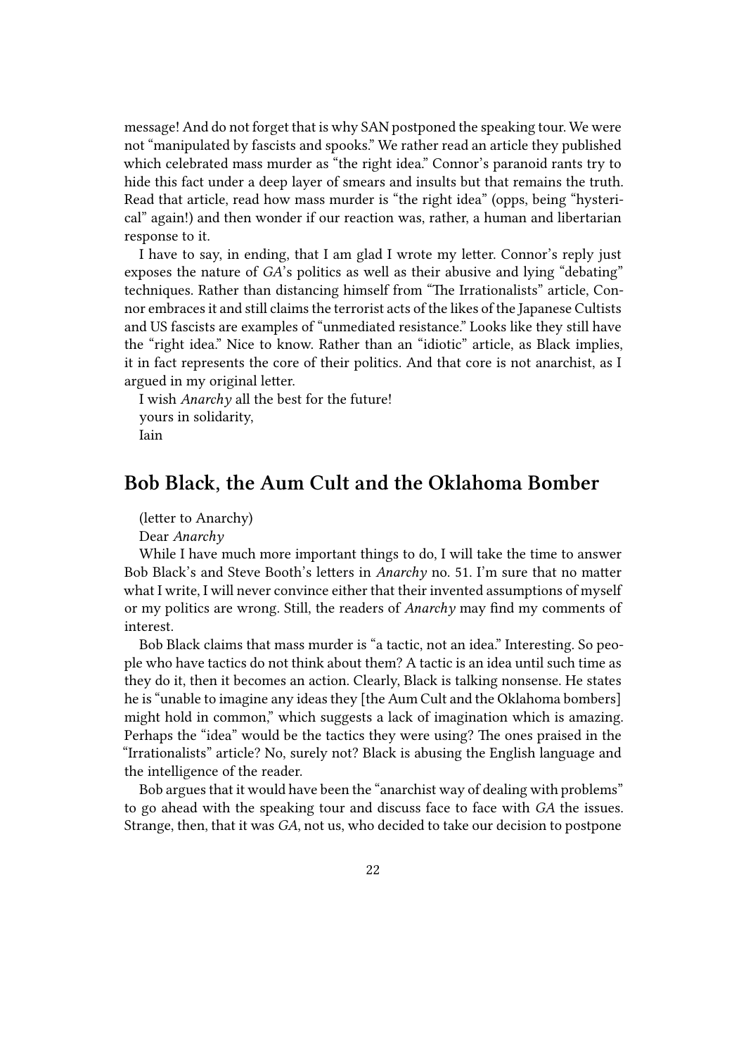message! And do not forget that is why SAN postponed the speaking tour. We were not "manipulated by fascists and spooks." We rather read an article they published which celebrated mass murder as "the right idea." Connor's paranoid rants try to hide this fact under a deep layer of smears and insults but that remains the truth. Read that article, read how mass murder is "the right idea" (opps, being "hysterical" again!) and then wonder if our reaction was, rather, a human and libertarian response to it.

I have to say, in ending, that I am glad I wrote my letter. Connor's reply just exposes the nature of *GA*'s politics as well as their abusive and lying "debating" techniques. Rather than distancing himself from "The Irrationalists" article, Connor embraces it and still claims the terrorist acts of the likes of the Japanese Cultists and US fascists are examples of "unmediated resistance." Looks like they still have the "right idea." Nice to know. Rather than an "idiotic" article, as Black implies, it in fact represents the core of their politics. And that core is not anarchist, as I argued in my original letter.

I wish *Anarchy* all the best for the future!

yours in solidarity,

Iain

## Bob Black, the Aum Cult and the Oklahoma Bomber

(letter to Anarchy)

Dear *Anarchy*

While I have much more important things to do, I will take the time to answer Bob Black's and Steve Booth's letters in *Anarchy* no. 51. I'm sure that no matter what I write, I will never convince either that their invented assumptions of myself or my politics are wrong. Still, the readers of *Anarchy* may find my comments of interest.

Bob Black claims that mass murder is "a tactic, not an idea." Interesting. So people who have tactics do not think about them? A tactic is an idea until such time as they do it, then it becomes an action. Clearly, Black is talking nonsense. He states he is "unable to imagine any ideas they [the Aum Cult and the Oklahoma bombers] might hold in common," which suggests a lack of imagination which is amazing. Perhaps the "idea" would be the tactics they were using? The ones praised in the "Irrationalists" article? No, surely not? Black is abusing the English language and the intelligence of the reader.

Bob argues that it would have been the "anarchist way of dealing with problems" to go ahead with the speaking tour and discuss face to face with *GA* the issues. Strange, then, that it was *GA*, not us, who decided to take our decision to postpone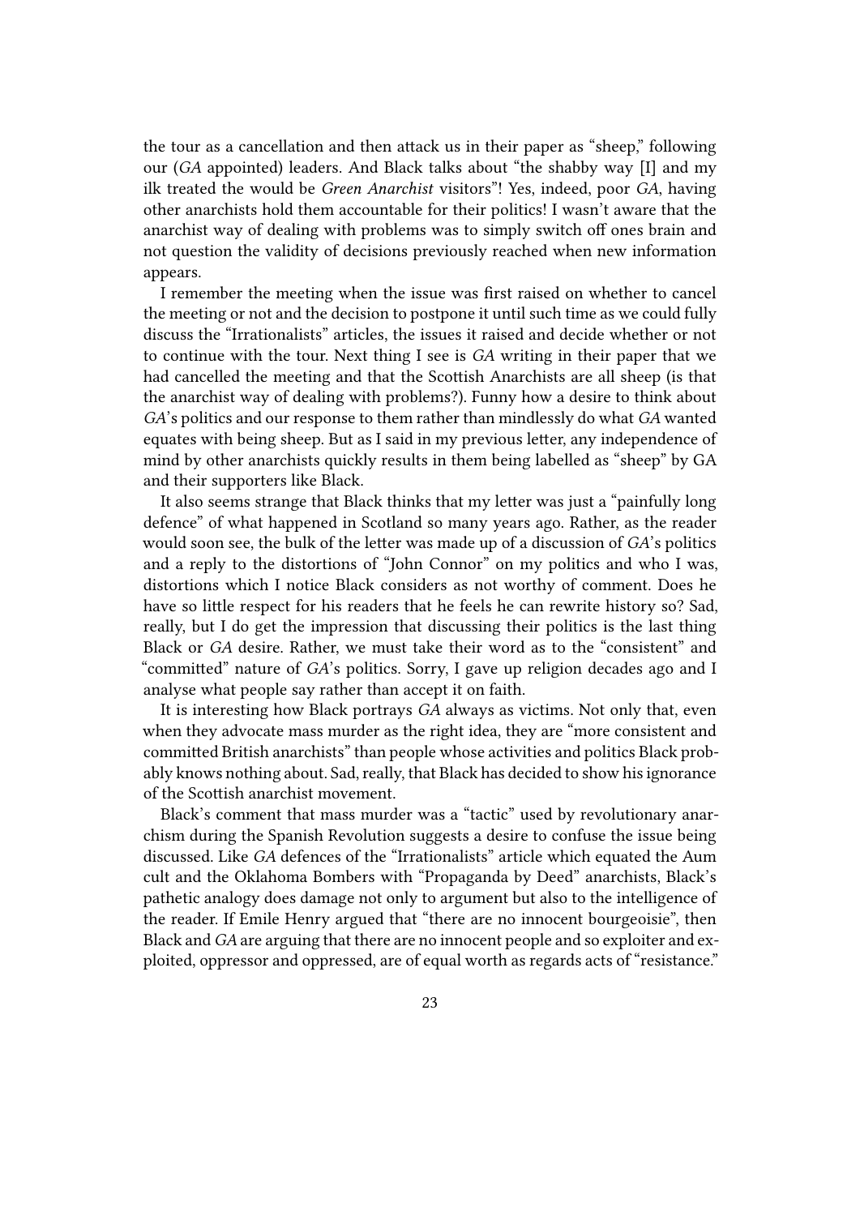the tour as a cancellation and then attack us in their paper as "sheep," following our (*GA* appointed) leaders. And Black talks about "the shabby way [I] and my ilk treated the would be *Green Anarchist* visitors"! Yes, indeed, poor *GA*, having other anarchists hold them accountable for their politics! I wasn't aware that the anarchist way of dealing with problems was to simply switch off ones brain and not question the validity of decisions previously reached when new information appears.

I remember the meeting when the issue was first raised on whether to cancel the meeting or not and the decision to postpone it until such time as we could fully discuss the "Irrationalists" articles, the issues it raised and decide whether or not to continue with the tour. Next thing I see is *GA* writing in their paper that we had cancelled the meeting and that the Scottish Anarchists are all sheep (is that the anarchist way of dealing with problems?). Funny how a desire to think about *GA*'s politics and our response to them rather than mindlessly do what *GA* wanted equates with being sheep. But as I said in my previous letter, any independence of mind by other anarchists quickly results in them being labelled as "sheep" by GA and their supporters like Black.

It also seems strange that Black thinks that my letter was just a "painfully long defence" of what happened in Scotland so many years ago. Rather, as the reader would soon see, the bulk of the letter was made up of a discussion of *GA*'s politics and a reply to the distortions of "John Connor" on my politics and who I was, distortions which I notice Black considers as not worthy of comment. Does he have so little respect for his readers that he feels he can rewrite history so? Sad, really, but I do get the impression that discussing their politics is the last thing Black or *GA* desire. Rather, we must take their word as to the "consistent" and "committed" nature of *GA*'s politics. Sorry, I gave up religion decades ago and I analyse what people say rather than accept it on faith.

It is interesting how Black portrays *GA* always as victims. Not only that, even when they advocate mass murder as the right idea, they are "more consistent and committed British anarchists" than people whose activities and politics Black probably knows nothing about. Sad, really, that Black has decided to show his ignorance of the Scottish anarchist movement.

Black's comment that mass murder was a "tactic" used by revolutionary anarchism during the Spanish Revolution suggests a desire to confuse the issue being discussed. Like *GA* defences of the "Irrationalists" article which equated the Aum cult and the Oklahoma Bombers with "Propaganda by Deed" anarchists, Black's pathetic analogy does damage not only to argument but also to the intelligence of the reader. If Emile Henry argued that "there are no innocent bourgeoisie", then Black and *GA* are arguing that there are no innocent people and so exploiter and exploited, oppressor and oppressed, are of equal worth as regards acts of "resistance."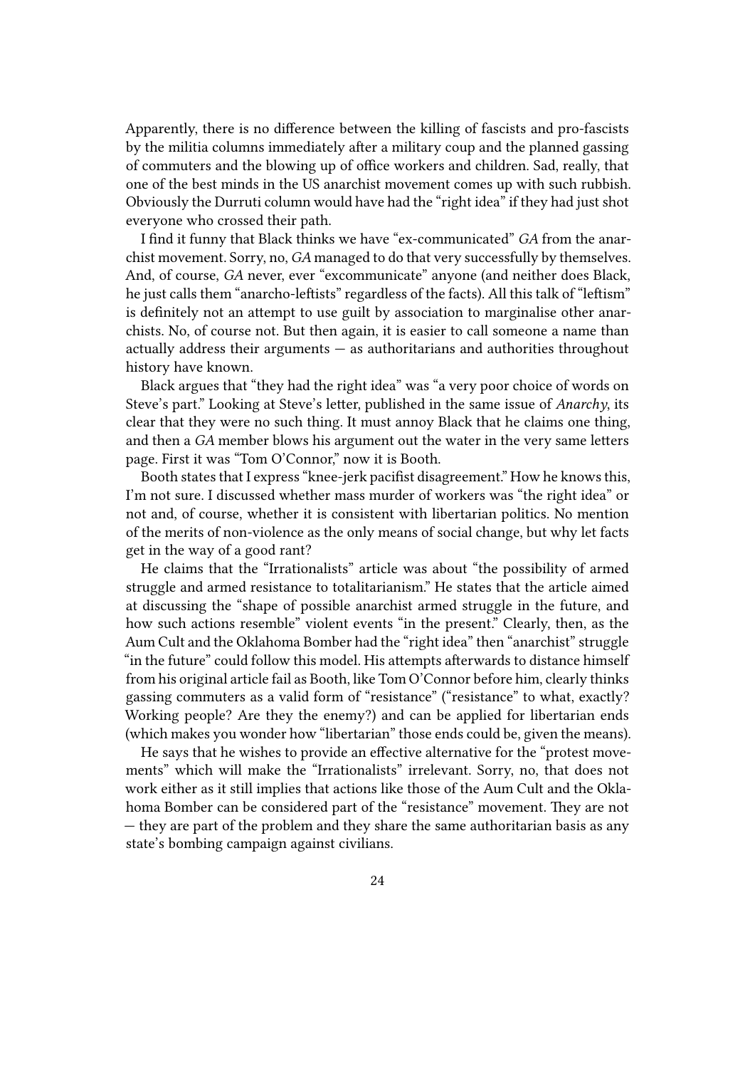Apparently, there is no difference between the killing of fascists and pro-fascists by the militia columns immediately after a military coup and the planned gassing of commuters and the blowing up of office workers and children. Sad, really, that one of the best minds in the US anarchist movement comes up with such rubbish. Obviously the Durruti column would have had the "right idea" if they had just shot everyone who crossed their path.

I find it funny that Black thinks we have "ex-communicated" *GA* from the anarchist movement. Sorry, no, *GA* managed to do that very successfully by themselves. And, of course, *GA* never, ever "excommunicate" anyone (and neither does Black, he just calls them "anarcho-leftists" regardless of the facts). All this talk of "leftism" is definitely not an attempt to use guilt by association to marginalise other anarchists. No, of course not. But then again, it is easier to call someone a name than actually address their arguments — as authoritarians and authorities throughout history have known.

Black argues that "they had the right idea" was "a very poor choice of words on Steve's part." Looking at Steve's letter, published in the same issue of *Anarchy*, its clear that they were no such thing. It must annoy Black that he claims one thing, and then a *GA* member blows his argument out the water in the very same letters page. First it was "Tom O'Connor," now it is Booth.

Booth states that I express "knee-jerk pacifist disagreement." How he knows this, I'm not sure. I discussed whether mass murder of workers was "the right idea" or not and, of course, whether it is consistent with libertarian politics. No mention of the merits of non-violence as the only means of social change, but why let facts get in the way of a good rant?

He claims that the "Irrationalists" article was about "the possibility of armed struggle and armed resistance to totalitarianism." He states that the article aimed at discussing the "shape of possible anarchist armed struggle in the future, and how such actions resemble" violent events "in the present." Clearly, then, as the Aum Cult and the Oklahoma Bomber had the "right idea" then "anarchist" struggle "in the future" could follow this model. His attempts afterwards to distance himself from his original article fail as Booth, like Tom O'Connor before him, clearly thinks gassing commuters as a valid form of "resistance" ("resistance" to what, exactly? Working people? Are they the enemy?) and can be applied for libertarian ends (which makes you wonder how "libertarian" those ends could be, given the means).

He says that he wishes to provide an effective alternative for the "protest movements" which will make the "Irrationalists" irrelevant. Sorry, no, that does not work either as it still implies that actions like those of the Aum Cult and the Oklahoma Bomber can be considered part of the "resistance" movement. They are not — they are part of the problem and they share the same authoritarian basis as any state's bombing campaign against civilians.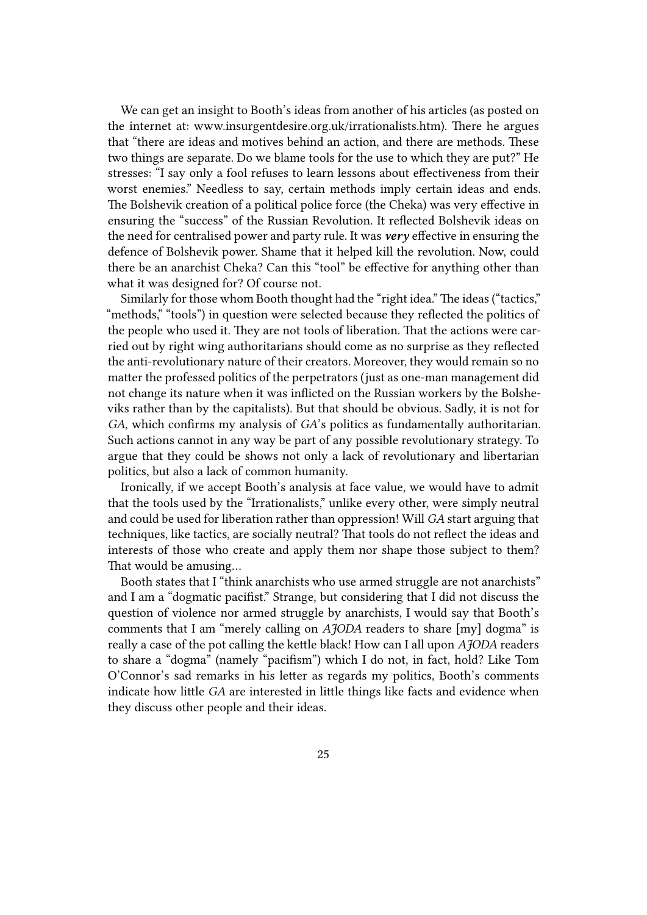We can get an insight to Booth's ideas from another of his articles (as posted on the internet at: www.insurgentdesire.org.uk/irrationalists.htm). There he argues that "there are ideas and motives behind an action, and there are methods. These two things are separate. Do we blame tools for the use to which they are put?" He stresses: "I say only a fool refuses to learn lessons about effectiveness from their worst enemies." Needless to say, certain methods imply certain ideas and ends. The Bolshevik creation of a political police force (the Cheka) was very effective in ensuring the "success" of the Russian Revolution. It reflected Bolshevik ideas on the need for centralised power and party rule. It was ***very*** effective in ensuring the defence of Bolshevik power. Shame that it helped kill the revolution. Now, could there be an anarchist Cheka? Can this "tool" be effective for anything other than what it was designed for? Of course not.

Similarly for those whom Booth thought had the "right idea." The ideas ("tactics," "methods," "tools") in question were selected because they reflected the politics of the people who used it. They are not tools of liberation. That the actions were carried out by right wing authoritarians should come as no surprise as they reflected the anti-revolutionary nature of their creators. Moreover, they would remain so no matter the professed politics of the perpetrators (just as one-man management did not change its nature when it was inflicted on the Russian workers by the Bolsheviks rather than by the capitalists). But that should be obvious. Sadly, it is not for *GA*, which confirms my analysis of *GA*'s politics as fundamentally authoritarian. Such actions cannot in any way be part of any possible revolutionary strategy. To argue that they could be shows not only a lack of revolutionary and libertarian politics, but also a lack of common humanity.

Ironically, if we accept Booth's analysis at face value, we would have to admit that the tools used by the "Irrationalists," unlike every other, were simply neutral and could be used for liberation rather than oppression! Will *GA* start arguing that techniques, like tactics, are socially neutral? That tools do not reflect the ideas and interests of those who create and apply them nor shape those subject to them? That would be amusing…

Booth states that I "think anarchists who use armed struggle are not anarchists" and I am a "dogmatic pacifist." Strange, but considering that I did not discuss the question of violence nor armed struggle by anarchists, I would say that Booth's comments that I am "merely calling on *AJODA* readers to share [my] dogma" is really a case of the pot calling the kettle black! How can I all upon *AJODA* readers to share a "dogma" (namely "pacifism") which I do not, in fact, hold? Like Tom O'Connor's sad remarks in his letter as regards my politics, Booth's comments indicate how little *GA* are interested in little things like facts and evidence when they discuss other people and their ideas.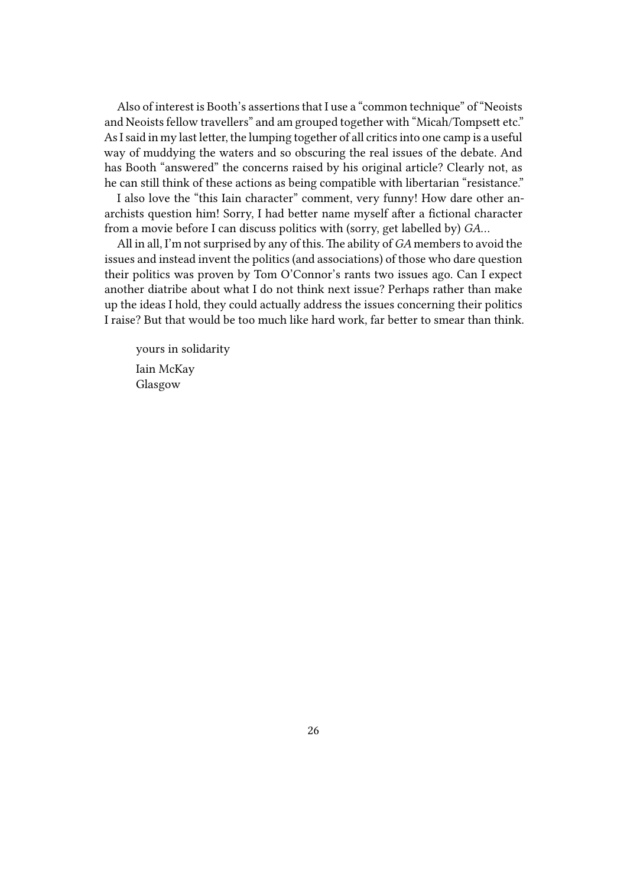Also of interest is Booth's assertions that I use a "common technique" of "Neoists and Neoists fellow travellers" and am grouped together with "Micah/Tompsett etc." As I said in my last letter, the lumping together of all critics into one camp is a useful way of muddying the waters and so obscuring the real issues of the debate. And has Booth "answered" the concerns raised by his original article? Clearly not, as he can still think of these actions as being compatible with libertarian "resistance."

I also love the "this Iain character" comment, very funny! How dare other anarchists question him! Sorry, I had better name myself after a fictional character from a movie before I can discuss politics with (sorry, get labelled by) *GA*…

All in all, I'm not surprised by any of this. The ability of *GA* members to avoid the issues and instead invent the politics (and associations) of those who dare question their politics was proven by Tom O'Connor's rants two issues ago. Can I expect another diatribe about what I do not think next issue? Perhaps rather than make up the ideas I hold, they could actually address the issues concerning their politics I raise? But that would be too much like hard work, far better to smear than think.

yours in solidarity

Iain McKay
Glasgow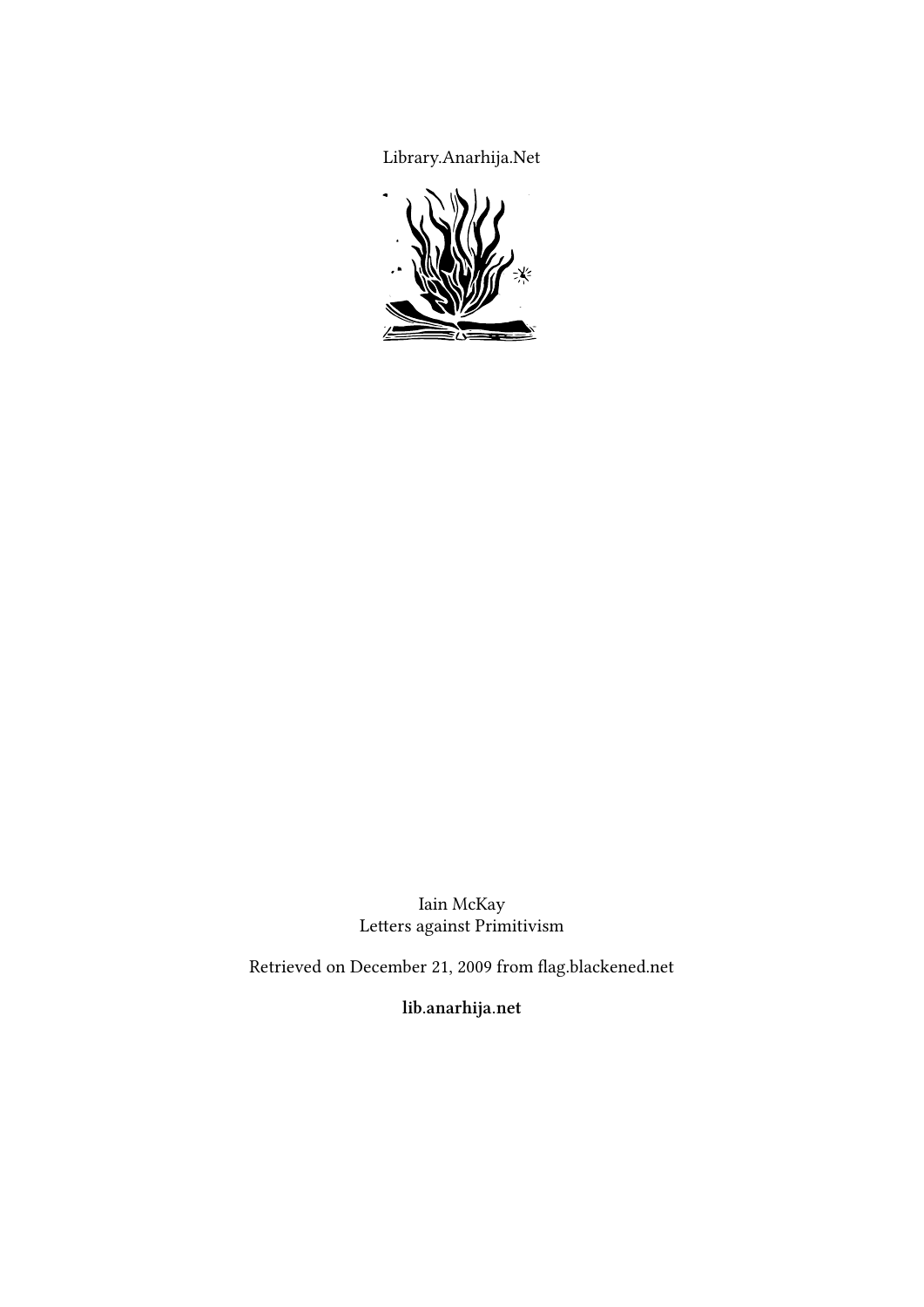Library.Anarhija.Net

Iain McKay
Letters against Primitivism

Retrieved on December 21, 2009 from flag.blackened.net

**lib.anarhija.net**